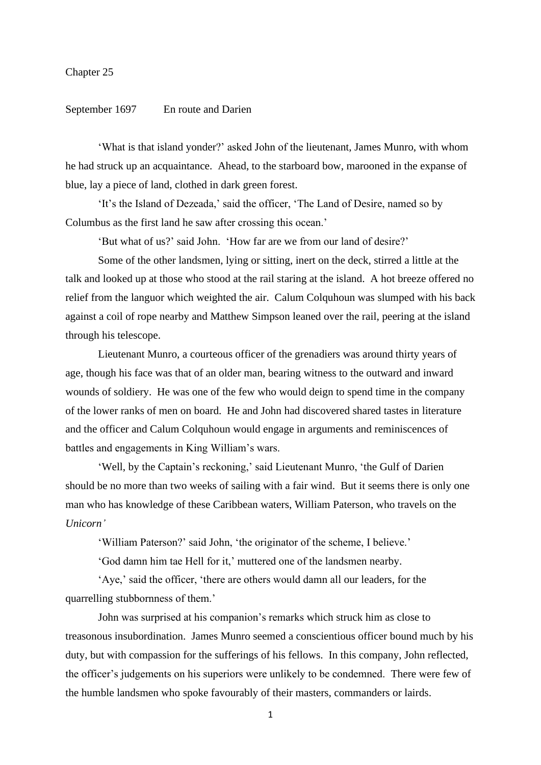# Chapter 25

September 1697 En route and Darien

'What is that island yonder?' asked John of the lieutenant, James Munro, with whom he had struck up an acquaintance. Ahead, to the starboard bow, marooned in the expanse of blue, lay a piece of land, clothed in dark green forest.

'It's the Island of Dezeada,' said the officer, 'The Land of Desire, named so by Columbus as the first land he saw after crossing this ocean.'

'But what of us?' said John. 'How far are we from our land of desire?'

Some of the other landsmen, lying or sitting, inert on the deck, stirred a little at the talk and looked up at those who stood at the rail staring at the island. A hot breeze offered no relief from the languor which weighted the air. Calum Colquhoun was slumped with his back against a coil of rope nearby and Matthew Simpson leaned over the rail, peering at the island through his telescope.

Lieutenant Munro, a courteous officer of the grenadiers was around thirty years of age, though his face was that of an older man, bearing witness to the outward and inward wounds of soldiery. He was one of the few who would deign to spend time in the company of the lower ranks of men on board. He and John had discovered shared tastes in literature and the officer and Calum Colquhoun would engage in arguments and reminiscences of battles and engagements in King William's wars.

'Well, by the Captain's reckoning,' said Lieutenant Munro, 'the Gulf of Darien should be no more than two weeks of sailing with a fair wind. But it seems there is only one man who has knowledge of these Caribbean waters, William Paterson, who travels on the *Unicorn'*

'William Paterson?' said John, 'the originator of the scheme, I believe.'

'God damn him tae Hell for it,' muttered one of the landsmen nearby.

'Aye,' said the officer, 'there are others would damn all our leaders, for the quarrelling stubbornness of them.'

John was surprised at his companion's remarks which struck him as close to treasonous insubordination. James Munro seemed a conscientious officer bound much by his duty, but with compassion for the sufferings of his fellows. In this company, John reflected, the officer's judgements on his superiors were unlikely to be condemned. There were few of the humble landsmen who spoke favourably of their masters, commanders or lairds.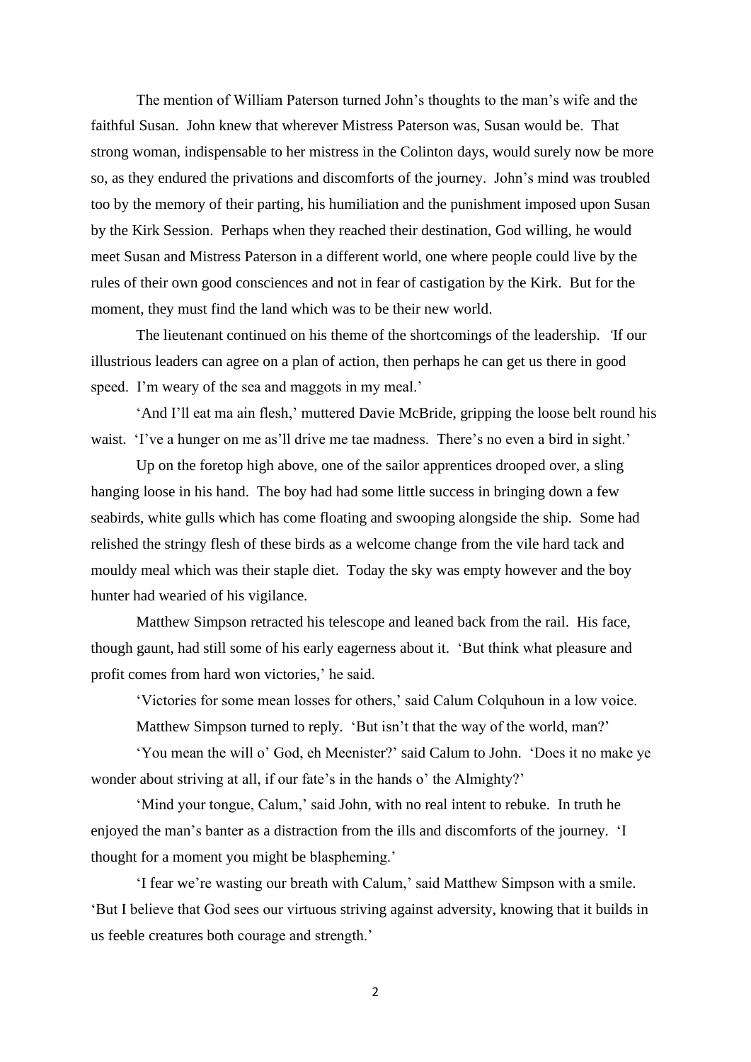The mention of William Paterson turned John's thoughts to the man's wife and the faithful Susan. John knew that wherever Mistress Paterson was, Susan would be. That strong woman, indispensable to her mistress in the Colinton days, would surely now be more so, as they endured the privations and discomforts of the journey. John's mind was troubled too by the memory of their parting, his humiliation and the punishment imposed upon Susan by the Kirk Session. Perhaps when they reached their destination, God willing, he would meet Susan and Mistress Paterson in a different world, one where people could live by the rules of their own good consciences and not in fear of castigation by the Kirk. But for the moment, they must find the land which was to be their new world.

The lieutenant continued on his theme of the shortcomings of the leadership. 'If our illustrious leaders can agree on a plan of action, then perhaps he can get us there in good speed. I'm weary of the sea and maggots in my meal.'

'And I'll eat ma ain flesh,' muttered Davie McBride, gripping the loose belt round his waist. 'I've a hunger on me as'll drive me tae madness. There's no even a bird in sight.'

Up on the foretop high above, one of the sailor apprentices drooped over, a sling hanging loose in his hand. The boy had had some little success in bringing down a few seabirds, white gulls which has come floating and swooping alongside the ship. Some had relished the stringy flesh of these birds as a welcome change from the vile hard tack and mouldy meal which was their staple diet. Today the sky was empty however and the boy hunter had wearied of his vigilance.

Matthew Simpson retracted his telescope and leaned back from the rail. His face, though gaunt, had still some of his early eagerness about it. 'But think what pleasure and profit comes from hard won victories,' he said.

'Victories for some mean losses for others,' said Calum Colquhoun in a low voice.

Matthew Simpson turned to reply. 'But isn't that the way of the world, man?'

'You mean the will o' God, eh Meenister?' said Calum to John. 'Does it no make ye wonder about striving at all, if our fate's in the hands o' the Almighty?'

'Mind your tongue, Calum,' said John, with no real intent to rebuke. In truth he enjoyed the man's banter as a distraction from the ills and discomforts of the journey. 'I thought for a moment you might be blaspheming.'

'I fear we're wasting our breath with Calum,' said Matthew Simpson with a smile. 'But I believe that God sees our virtuous striving against adversity, knowing that it builds in us feeble creatures both courage and strength.'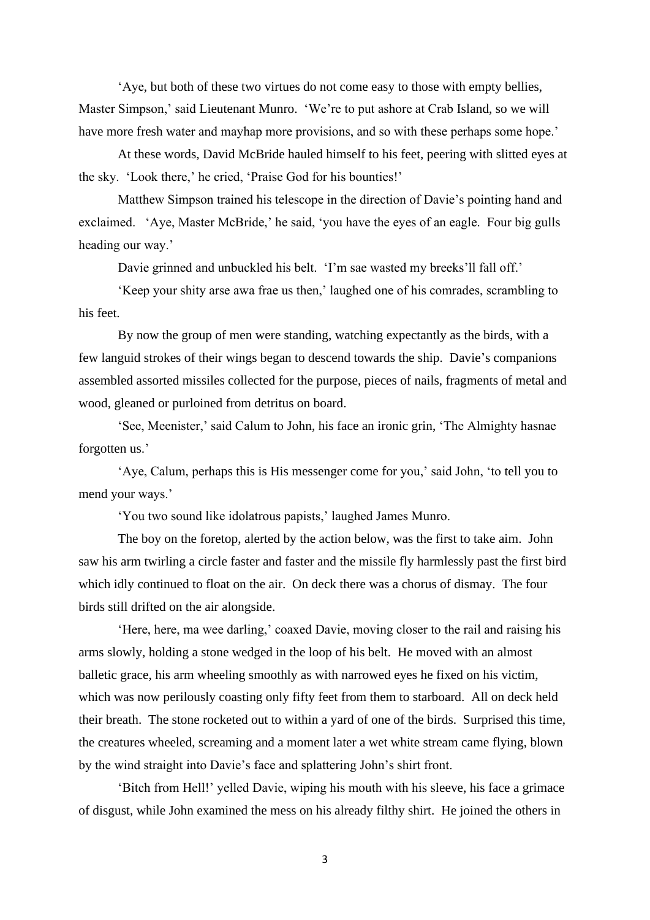'Aye, but both of these two virtues do not come easy to those with empty bellies, Master Simpson,' said Lieutenant Munro. 'We're to put ashore at Crab Island, so we will have more fresh water and mayhap more provisions, and so with these perhaps some hope.'

At these words, David McBride hauled himself to his feet, peering with slitted eyes at the sky. 'Look there,' he cried, 'Praise God for his bounties!'

Matthew Simpson trained his telescope in the direction of Davie's pointing hand and exclaimed. 'Aye, Master McBride,' he said, 'you have the eyes of an eagle. Four big gulls heading our way.'

Davie grinned and unbuckled his belt. 'I'm sae wasted my breeks'll fall off.'

'Keep your shity arse awa frae us then,' laughed one of his comrades, scrambling to his feet.

By now the group of men were standing, watching expectantly as the birds, with a few languid strokes of their wings began to descend towards the ship. Davie's companions assembled assorted missiles collected for the purpose, pieces of nails, fragments of metal and wood, gleaned or purloined from detritus on board.

'See, Meenister,' said Calum to John, his face an ironic grin, 'The Almighty hasnae forgotten us.'

'Aye, Calum, perhaps this is His messenger come for you,' said John, 'to tell you to mend your ways.'

'You two sound like idolatrous papists,' laughed James Munro.

The boy on the foretop, alerted by the action below, was the first to take aim. John saw his arm twirling a circle faster and faster and the missile fly harmlessly past the first bird which idly continued to float on the air. On deck there was a chorus of dismay. The four birds still drifted on the air alongside.

'Here, here, ma wee darling,' coaxed Davie, moving closer to the rail and raising his arms slowly, holding a stone wedged in the loop of his belt. He moved with an almost balletic grace, his arm wheeling smoothly as with narrowed eyes he fixed on his victim, which was now perilously coasting only fifty feet from them to starboard. All on deck held their breath. The stone rocketed out to within a yard of one of the birds. Surprised this time, the creatures wheeled, screaming and a moment later a wet white stream came flying, blown by the wind straight into Davie's face and splattering John's shirt front.

'Bitch from Hell!' yelled Davie, wiping his mouth with his sleeve, his face a grimace of disgust, while John examined the mess on his already filthy shirt. He joined the others in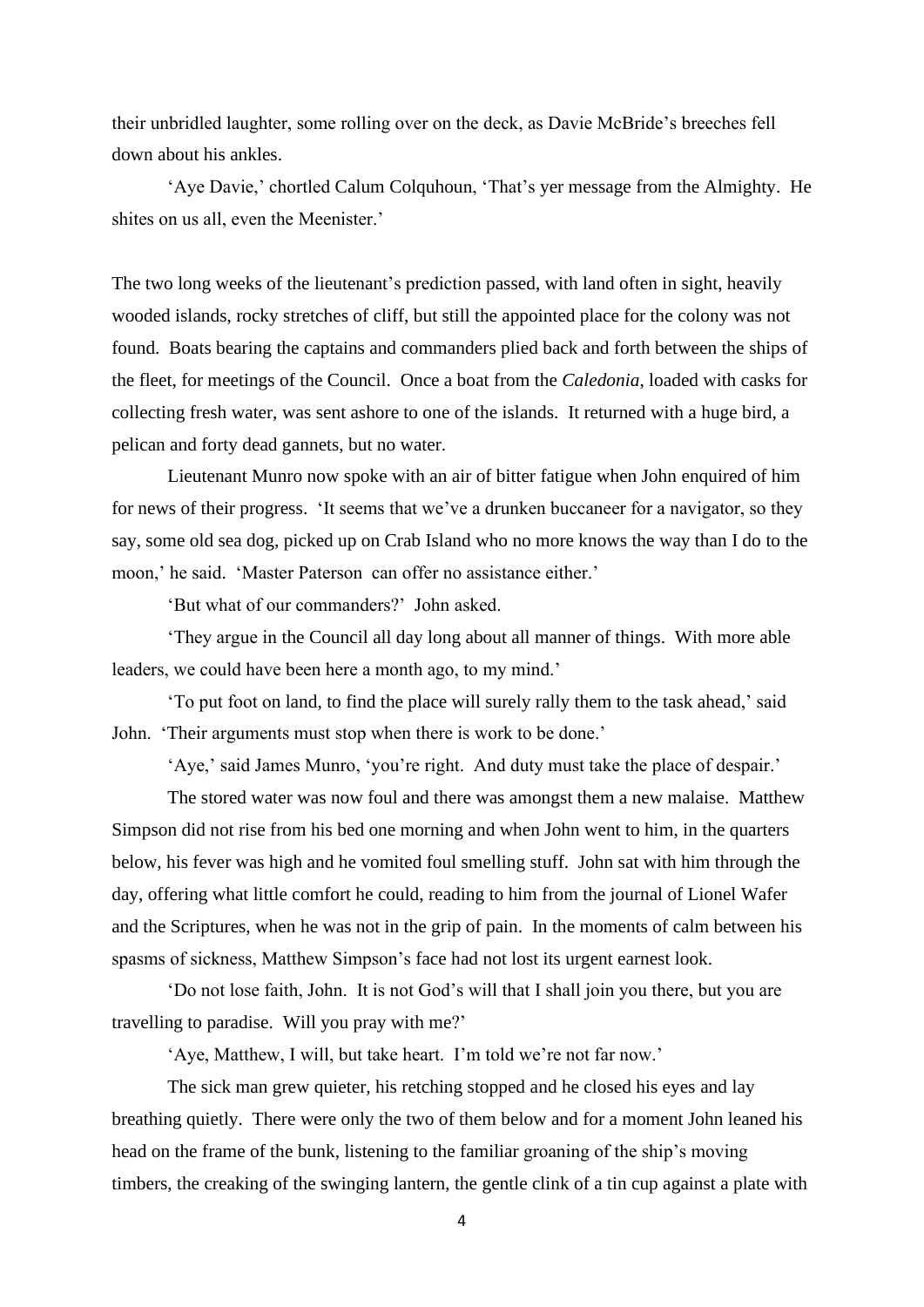their unbridled laughter, some rolling over on the deck, as Davie McBride's breeches fell down about his ankles.

'Aye Davie,' chortled Calum Colquhoun, 'That's yer message from the Almighty. He shites on us all, even the Meenister.'

The two long weeks of the lieutenant's prediction passed, with land often in sight, heavily wooded islands, rocky stretches of cliff, but still the appointed place for the colony was not found. Boats bearing the captains and commanders plied back and forth between the ships of the fleet, for meetings of the Council. Once a boat from the *Caledonia*, loaded with casks for collecting fresh water, was sent ashore to one of the islands. It returned with a huge bird, a pelican and forty dead gannets, but no water.

Lieutenant Munro now spoke with an air of bitter fatigue when John enquired of him for news of their progress. 'It seems that we've a drunken buccaneer for a navigator, so they say, some old sea dog, picked up on Crab Island who no more knows the way than I do to the moon,' he said. 'Master Paterson can offer no assistance either.'

'But what of our commanders?' John asked.

'They argue in the Council all day long about all manner of things. With more able leaders, we could have been here a month ago, to my mind.'

'To put foot on land, to find the place will surely rally them to the task ahead,' said John. 'Their arguments must stop when there is work to be done.'

'Aye,' said James Munro, 'you're right. And duty must take the place of despair.'

The stored water was now foul and there was amongst them a new malaise. Matthew Simpson did not rise from his bed one morning and when John went to him, in the quarters below, his fever was high and he vomited foul smelling stuff. John sat with him through the day, offering what little comfort he could, reading to him from the journal of Lionel Wafer and the Scriptures, when he was not in the grip of pain. In the moments of calm between his spasms of sickness, Matthew Simpson's face had not lost its urgent earnest look.

'Do not lose faith, John. It is not God's will that I shall join you there, but you are travelling to paradise. Will you pray with me?'

'Aye, Matthew, I will, but take heart. I'm told we're not far now.'

The sick man grew quieter, his retching stopped and he closed his eyes and lay breathing quietly. There were only the two of them below and for a moment John leaned his head on the frame of the bunk, listening to the familiar groaning of the ship's moving timbers, the creaking of the swinging lantern, the gentle clink of a tin cup against a plate with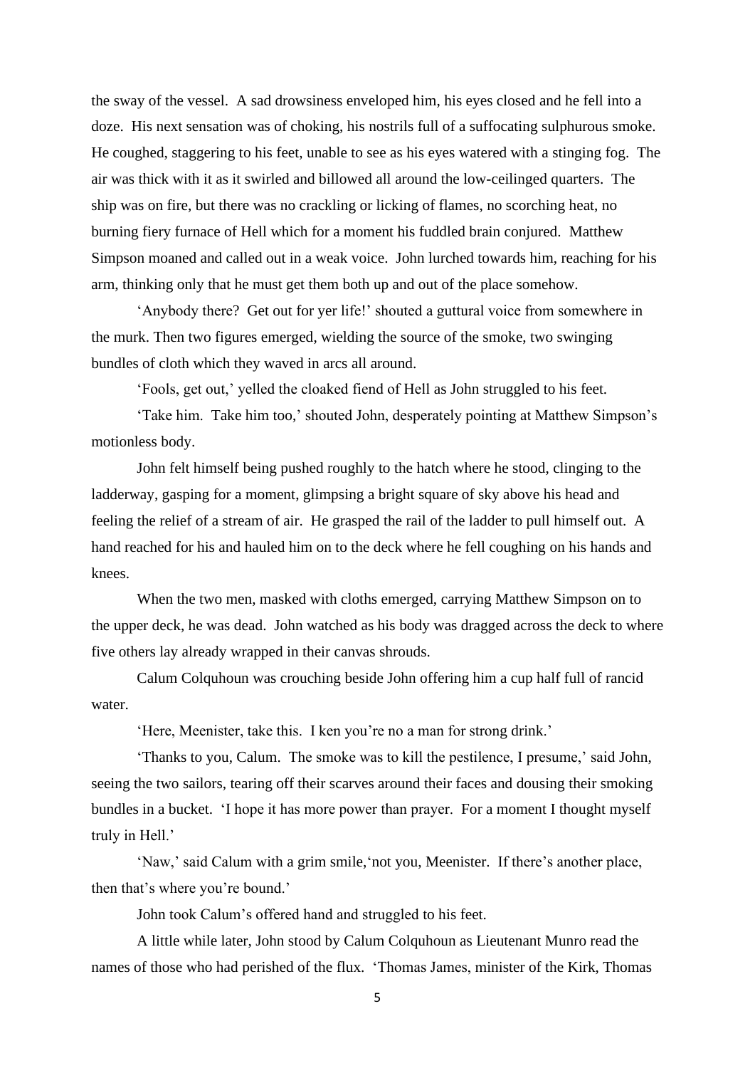the sway of the vessel. A sad drowsiness enveloped him, his eyes closed and he fell into a doze. His next sensation was of choking, his nostrils full of a suffocating sulphurous smoke. He coughed, staggering to his feet, unable to see as his eyes watered with a stinging fog. The air was thick with it as it swirled and billowed all around the low-ceilinged quarters. The ship was on fire, but there was no crackling or licking of flames, no scorching heat, no burning fiery furnace of Hell which for a moment his fuddled brain conjured. Matthew Simpson moaned and called out in a weak voice. John lurched towards him, reaching for his arm, thinking only that he must get them both up and out of the place somehow.

'Anybody there? Get out for yer life!' shouted a guttural voice from somewhere in the murk. Then two figures emerged, wielding the source of the smoke, two swinging bundles of cloth which they waved in arcs all around.

'Fools, get out,' yelled the cloaked fiend of Hell as John struggled to his feet.

'Take him. Take him too,' shouted John, desperately pointing at Matthew Simpson's motionless body.

John felt himself being pushed roughly to the hatch where he stood, clinging to the ladderway, gasping for a moment, glimpsing a bright square of sky above his head and feeling the relief of a stream of air. He grasped the rail of the ladder to pull himself out. A hand reached for his and hauled him on to the deck where he fell coughing on his hands and knees.

When the two men, masked with cloths emerged, carrying Matthew Simpson on to the upper deck, he was dead. John watched as his body was dragged across the deck to where five others lay already wrapped in their canvas shrouds.

Calum Colquhoun was crouching beside John offering him a cup half full of rancid water.

'Here, Meenister, take this. I ken you're no a man for strong drink.'

'Thanks to you, Calum. The smoke was to kill the pestilence, I presume,' said John, seeing the two sailors, tearing off their scarves around their faces and dousing their smoking bundles in a bucket. 'I hope it has more power than prayer. For a moment I thought myself truly in Hell.'

'Naw,' said Calum with a grim smile,'not you, Meenister. If there's another place, then that's where you're bound.'

John took Calum's offered hand and struggled to his feet.

A little while later, John stood by Calum Colquhoun as Lieutenant Munro read the names of those who had perished of the flux. 'Thomas James, minister of the Kirk, Thomas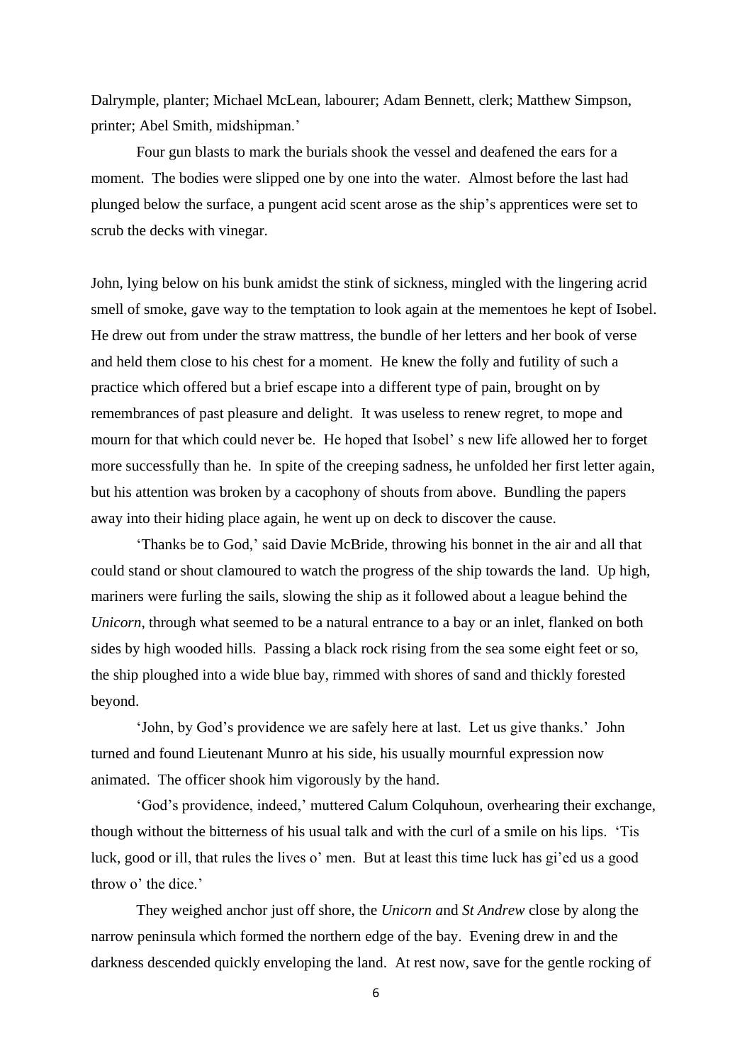Dalrymple, planter; Michael McLean, labourer; Adam Bennett, clerk; Matthew Simpson, printer; Abel Smith, midshipman.'

Four gun blasts to mark the burials shook the vessel and deafened the ears for a moment. The bodies were slipped one by one into the water. Almost before the last had plunged below the surface, a pungent acid scent arose as the ship's apprentices were set to scrub the decks with vinegar.

John, lying below on his bunk amidst the stink of sickness, mingled with the lingering acrid smell of smoke, gave way to the temptation to look again at the mementoes he kept of Isobel. He drew out from under the straw mattress, the bundle of her letters and her book of verse and held them close to his chest for a moment. He knew the folly and futility of such a practice which offered but a brief escape into a different type of pain, brought on by remembrances of past pleasure and delight. It was useless to renew regret, to mope and mourn for that which could never be. He hoped that Isobel' s new life allowed her to forget more successfully than he. In spite of the creeping sadness, he unfolded her first letter again, but his attention was broken by a cacophony of shouts from above. Bundling the papers away into their hiding place again, he went up on deck to discover the cause.

'Thanks be to God,' said Davie McBride, throwing his bonnet in the air and all that could stand or shout clamoured to watch the progress of the ship towards the land. Up high, mariners were furling the sails, slowing the ship as it followed about a league behind the *Unicorn*, through what seemed to be a natural entrance to a bay or an inlet, flanked on both sides by high wooded hills. Passing a black rock rising from the sea some eight feet or so, the ship ploughed into a wide blue bay, rimmed with shores of sand and thickly forested beyond.

'John, by God's providence we are safely here at last. Let us give thanks.' John turned and found Lieutenant Munro at his side, his usually mournful expression now animated. The officer shook him vigorously by the hand.

'God's providence, indeed,' muttered Calum Colquhoun, overhearing their exchange, though without the bitterness of his usual talk and with the curl of a smile on his lips. 'Tis luck, good or ill, that rules the lives o' men. But at least this time luck has gi'ed us a good throw o' the dice.'

They weighed anchor just off shore, the *Unicorn a*nd *St Andrew* close by along the narrow peninsula which formed the northern edge of the bay. Evening drew in and the darkness descended quickly enveloping the land. At rest now, save for the gentle rocking of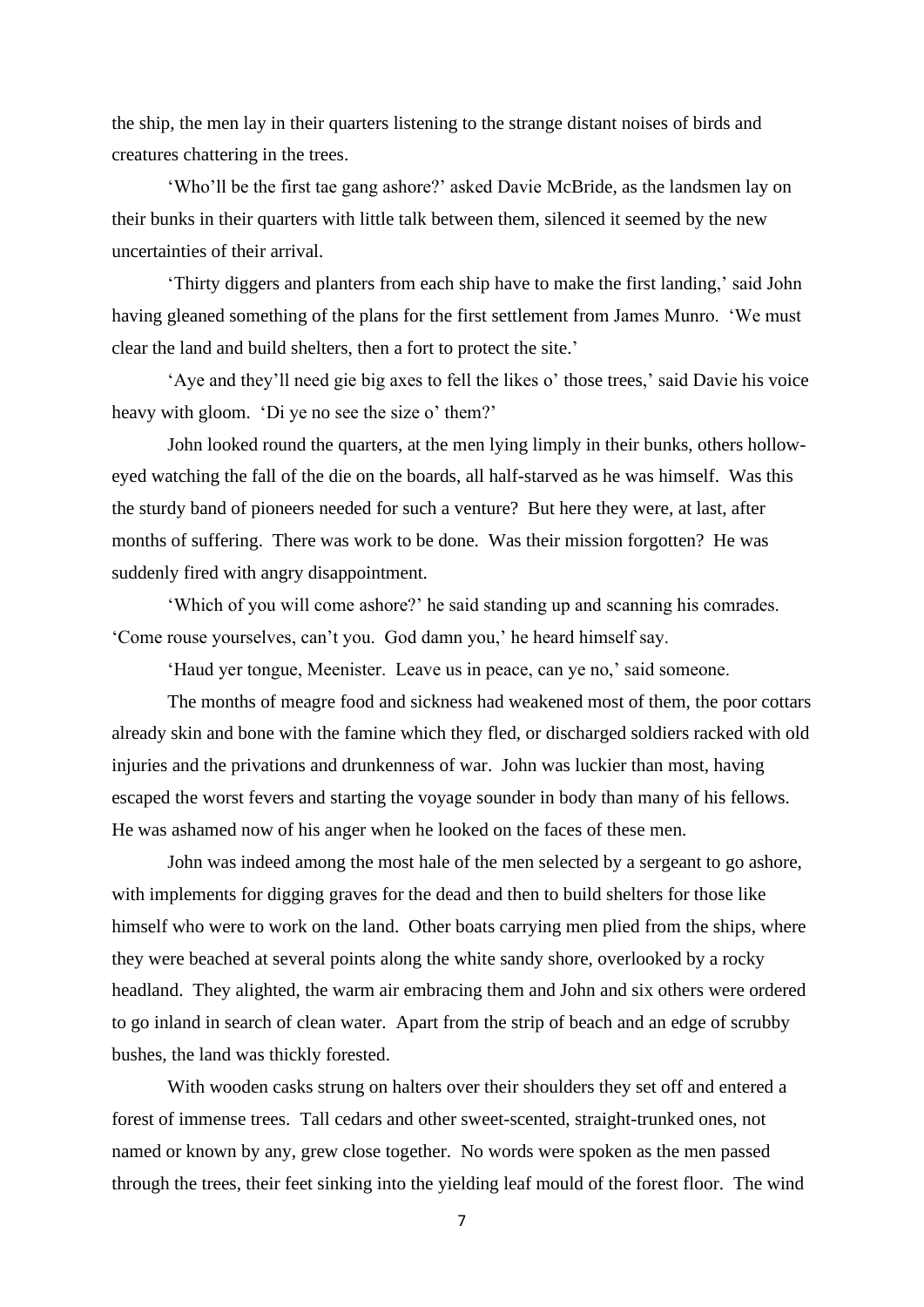the ship, the men lay in their quarters listening to the strange distant noises of birds and creatures chattering in the trees.

'Who'll be the first tae gang ashore?' asked Davie McBride, as the landsmen lay on their bunks in their quarters with little talk between them, silenced it seemed by the new uncertainties of their arrival.

'Thirty diggers and planters from each ship have to make the first landing,' said John having gleaned something of the plans for the first settlement from James Munro. 'We must clear the land and build shelters, then a fort to protect the site.'

'Aye and they'll need gie big axes to fell the likes o' those trees,' said Davie his voice heavy with gloom. 'Di ye no see the size o' them?'

John looked round the quarters, at the men lying limply in their bunks, others hollow-eyed watching the fall of the die on the boards, all half-starved as he was himself. Was this the sturdy band of pioneers needed for such a venture? But here they were, at last, after months of suffering. There was work to be done. Was their mission forgotten? He was suddenly fired with angry disappointment.

'Which of you will come ashore?' he said standing up and scanning his comrades. 'Come rouse yourselves, can't you. God damn you,' he heard himself say.

'Haud yer tongue, Meenister. Leave us in peace, can ye no,' said someone.

The months of meagre food and sickness had weakened most of them, the poor cottars already skin and bone with the famine which they fled, or discharged soldiers racked with old injuries and the privations and drunkenness of war. John was luckier than most, having escaped the worst fevers and starting the voyage sounder in body than many of his fellows. He was ashamed now of his anger when he looked on the faces of these men.

John was indeed among the most hale of the men selected by a sergeant to go ashore, with implements for digging graves for the dead and then to build shelters for those like himself who were to work on the land. Other boats carrying men plied from the ships, where they were beached at several points along the white sandy shore, overlooked by a rocky headland. They alighted, the warm air embracing them and John and six others were ordered to go inland in search of clean water. Apart from the strip of beach and an edge of scrubby bushes, the land was thickly forested.

With wooden casks strung on halters over their shoulders they set off and entered a forest of immense trees. Tall cedars and other sweet-scented, straight-trunked ones, not named or known by any, grew close together. No words were spoken as the men passed through the trees, their feet sinking into the yielding leaf mould of the forest floor. The wind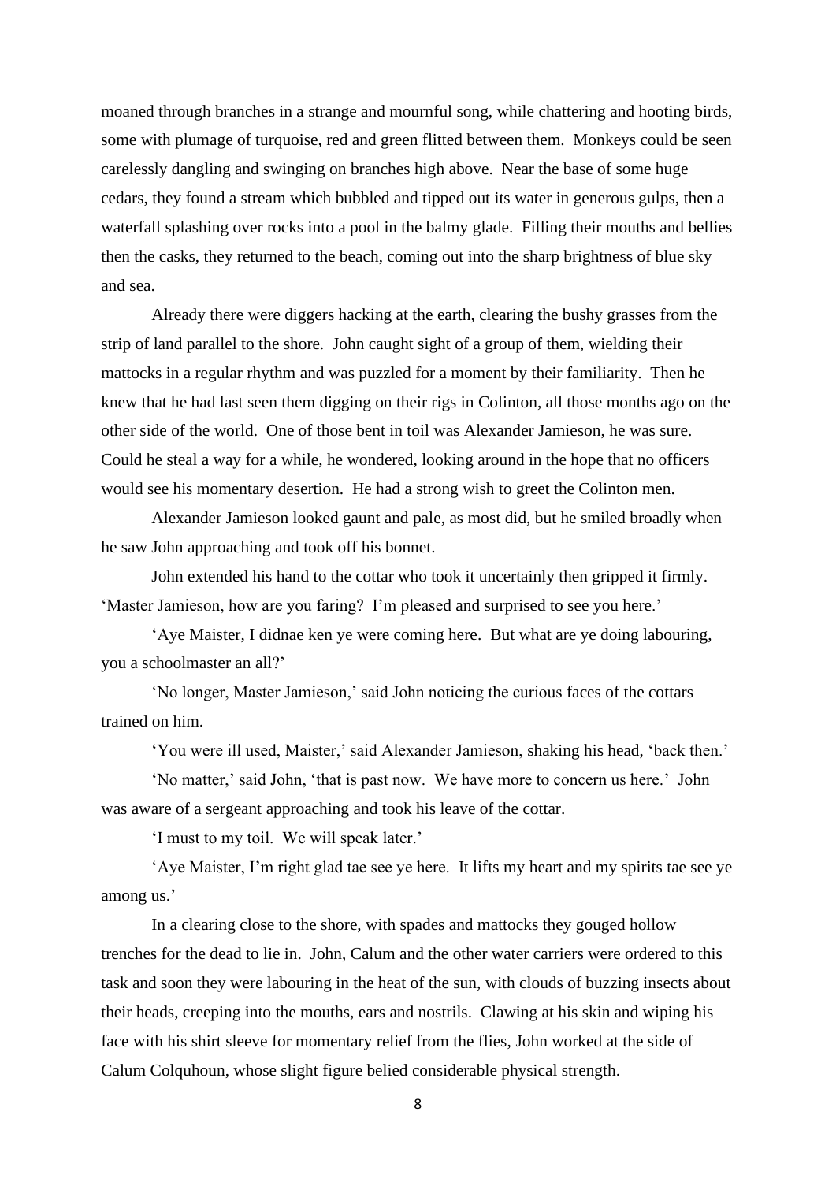moaned through branches in a strange and mournful song, while chattering and hooting birds, some with plumage of turquoise, red and green flitted between them. Monkeys could be seen carelessly dangling and swinging on branches high above. Near the base of some huge cedars, they found a stream which bubbled and tipped out its water in generous gulps, then a waterfall splashing over rocks into a pool in the balmy glade. Filling their mouths and bellies then the casks, they returned to the beach, coming out into the sharp brightness of blue sky and sea.

Already there were diggers hacking at the earth, clearing the bushy grasses from the strip of land parallel to the shore. John caught sight of a group of them, wielding their mattocks in a regular rhythm and was puzzled for a moment by their familiarity. Then he knew that he had last seen them digging on their rigs in Colinton, all those months ago on the other side of the world. One of those bent in toil was Alexander Jamieson, he was sure. Could he steal a way for a while, he wondered, looking around in the hope that no officers would see his momentary desertion. He had a strong wish to greet the Colinton men.

Alexander Jamieson looked gaunt and pale, as most did, but he smiled broadly when he saw John approaching and took off his bonnet.

John extended his hand to the cottar who took it uncertainly then gripped it firmly. 'Master Jamieson, how are you faring? I'm pleased and surprised to see you here.'

'Aye Maister, I didnae ken ye were coming here. But what are ye doing labouring, you a schoolmaster an all?'

'No longer, Master Jamieson,' said John noticing the curious faces of the cottars trained on him.

'You were ill used, Maister,' said Alexander Jamieson, shaking his head, 'back then.'

'No matter,' said John, 'that is past now. We have more to concern us here.' John was aware of a sergeant approaching and took his leave of the cottar.

'I must to my toil. We will speak later.'

'Aye Maister, I'm right glad tae see ye here. It lifts my heart and my spirits tae see ye among us.'

In a clearing close to the shore, with spades and mattocks they gouged hollow trenches for the dead to lie in. John, Calum and the other water carriers were ordered to this task and soon they were labouring in the heat of the sun, with clouds of buzzing insects about their heads, creeping into the mouths, ears and nostrils. Clawing at his skin and wiping his face with his shirt sleeve for momentary relief from the flies, John worked at the side of Calum Colquhoun, whose slight figure belied considerable physical strength.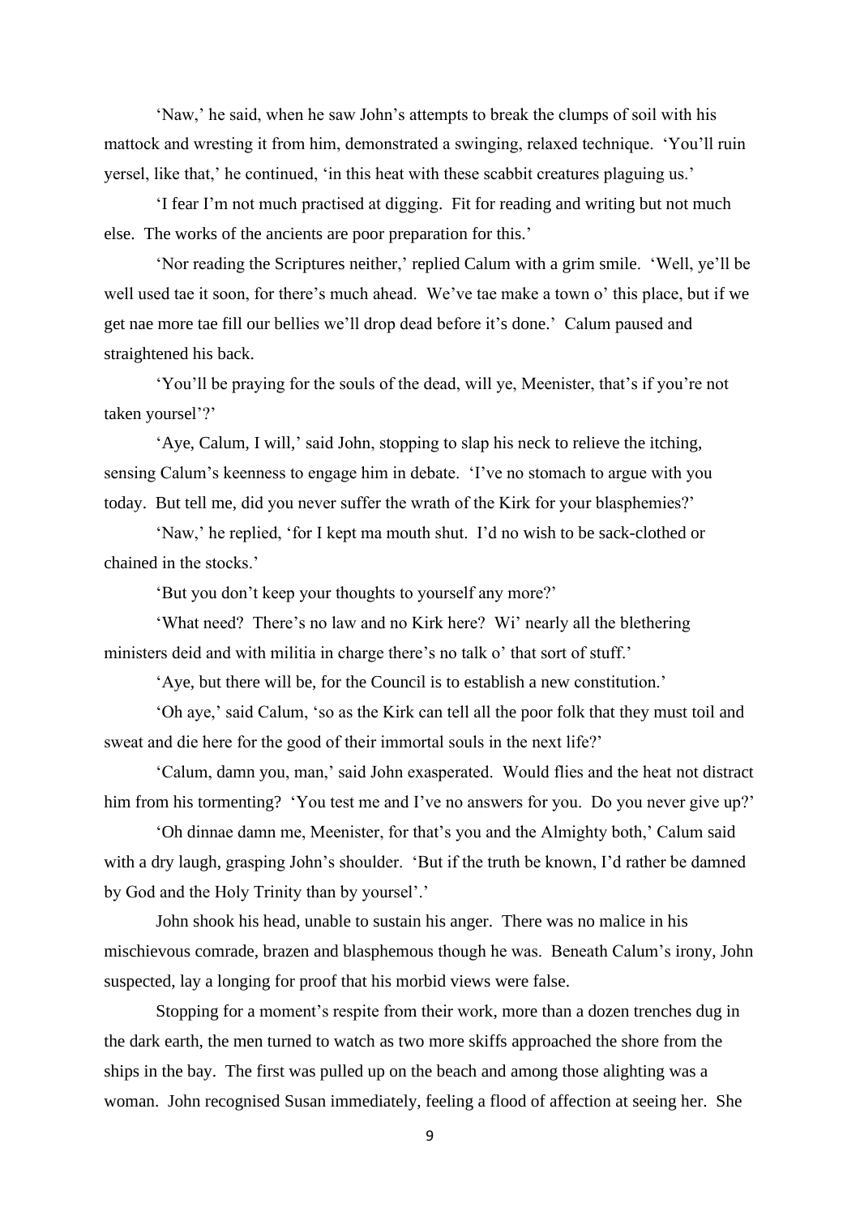'Naw,' he said, when he saw John's attempts to break the clumps of soil with his mattock and wresting it from him, demonstrated a swinging, relaxed technique. 'You'll ruin yersel, like that,' he continued, 'in this heat with these scabbit creatures plaguing us.'

'I fear I'm not much practised at digging. Fit for reading and writing but not much else. The works of the ancients are poor preparation for this.'

'Nor reading the Scriptures neither,' replied Calum with a grim smile. 'Well, ye'll be well used tae it soon, for there's much ahead. We've tae make a town o' this place, but if we get nae more tae fill our bellies we'll drop dead before it's done.' Calum paused and straightened his back.

'You'll be praying for the souls of the dead, will ye, Meenister, that's if you're not taken yoursel'?'

'Aye, Calum, I will,' said John, stopping to slap his neck to relieve the itching, sensing Calum's keenness to engage him in debate. 'I've no stomach to argue with you today. But tell me, did you never suffer the wrath of the Kirk for your blasphemies?'

'Naw,' he replied, 'for I kept ma mouth shut. I'd no wish to be sack-clothed or chained in the stocks.'

'But you don't keep your thoughts to yourself any more?'

'What need? There's no law and no Kirk here? Wi' nearly all the blethering ministers deid and with militia in charge there's no talk o' that sort of stuff.'

'Aye, but there will be, for the Council is to establish a new constitution.'

'Oh aye,' said Calum, 'so as the Kirk can tell all the poor folk that they must toil and sweat and die here for the good of their immortal souls in the next life?'

'Calum, damn you, man,' said John exasperated. Would flies and the heat not distract him from his tormenting? 'You test me and I've no answers for you. Do you never give up?'

'Oh dinnae damn me, Meenister, for that's you and the Almighty both,' Calum said with a dry laugh, grasping John's shoulder. 'But if the truth be known, I'd rather be damned by God and the Holy Trinity than by yoursel'.'

John shook his head, unable to sustain his anger. There was no malice in his mischievous comrade, brazen and blasphemous though he was. Beneath Calum's irony, John suspected, lay a longing for proof that his morbid views were false.

Stopping for a moment's respite from their work, more than a dozen trenches dug in the dark earth, the men turned to watch as two more skiffs approached the shore from the ships in the bay. The first was pulled up on the beach and among those alighting was a woman. John recognised Susan immediately, feeling a flood of affection at seeing her. She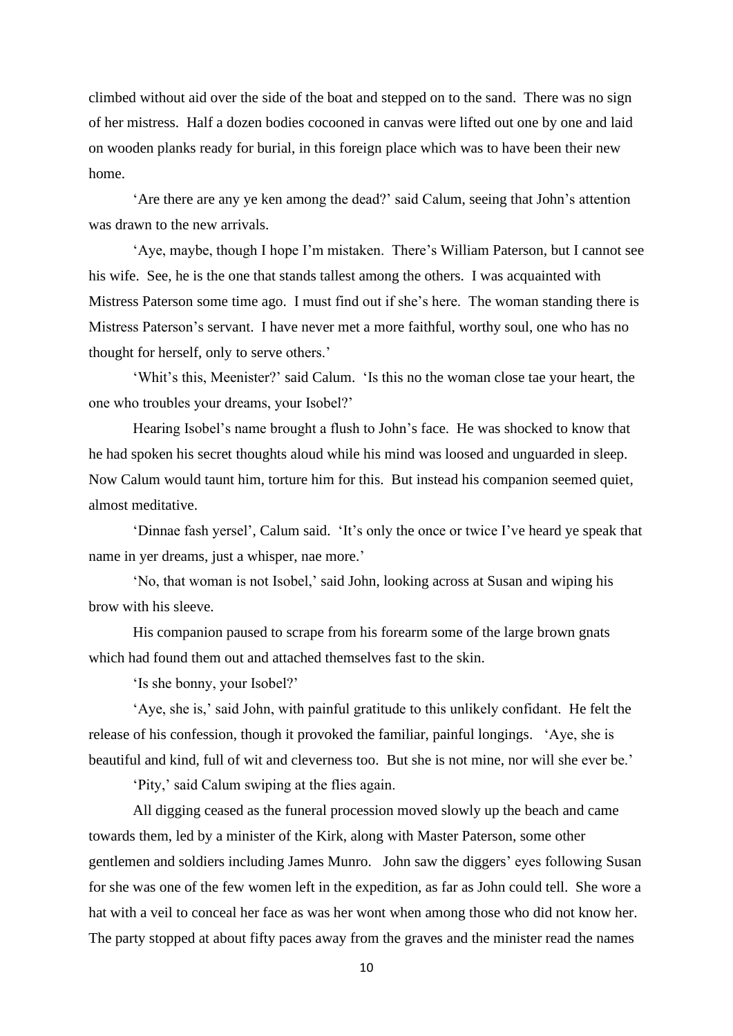climbed without aid over the side of the boat and stepped on to the sand. There was no sign of her mistress. Half a dozen bodies cocooned in canvas were lifted out one by one and laid on wooden planks ready for burial, in this foreign place which was to have been their new home.

'Are there are any ye ken among the dead?' said Calum, seeing that John's attention was drawn to the new arrivals.

'Aye, maybe, though I hope I'm mistaken. There's William Paterson, but I cannot see his wife. See, he is the one that stands tallest among the others. I was acquainted with Mistress Paterson some time ago. I must find out if she's here. The woman standing there is Mistress Paterson's servant. I have never met a more faithful, worthy soul, one who has no thought for herself, only to serve others.'

'Whit's this, Meenister?' said Calum. 'Is this no the woman close tae your heart, the one who troubles your dreams, your Isobel?'

Hearing Isobel's name brought a flush to John's face. He was shocked to know that he had spoken his secret thoughts aloud while his mind was loosed and unguarded in sleep. Now Calum would taunt him, torture him for this. But instead his companion seemed quiet, almost meditative.

'Dinnae fash yersel', Calum said. 'It's only the once or twice I've heard ye speak that name in yer dreams, just a whisper, nae more.'

'No, that woman is not Isobel,' said John, looking across at Susan and wiping his brow with his sleeve.

His companion paused to scrape from his forearm some of the large brown gnats which had found them out and attached themselves fast to the skin.

'Is she bonny, your Isobel?'

'Aye, she is,' said John, with painful gratitude to this unlikely confidant. He felt the release of his confession, though it provoked the familiar, painful longings. 'Aye, she is beautiful and kind, full of wit and cleverness too. But she is not mine, nor will she ever be.'

'Pity,' said Calum swiping at the flies again.

All digging ceased as the funeral procession moved slowly up the beach and came towards them, led by a minister of the Kirk, along with Master Paterson, some other gentlemen and soldiers including James Munro. John saw the diggers' eyes following Susan for she was one of the few women left in the expedition, as far as John could tell. She wore a hat with a veil to conceal her face as was her wont when among those who did not know her. The party stopped at about fifty paces away from the graves and the minister read the names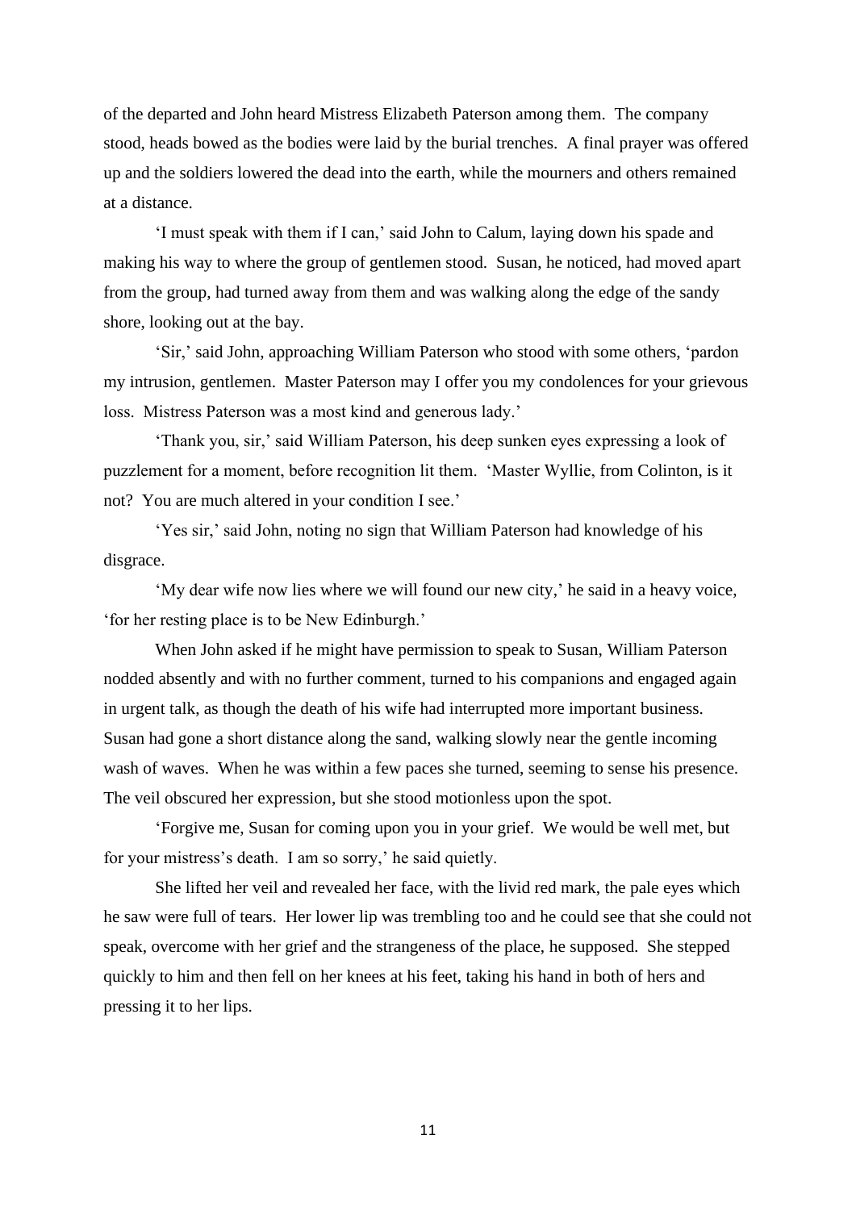of the departed and John heard Mistress Elizabeth Paterson among them. The company stood, heads bowed as the bodies were laid by the burial trenches. A final prayer was offered up and the soldiers lowered the dead into the earth, while the mourners and others remained at a distance.

'I must speak with them if I can,' said John to Calum, laying down his spade and making his way to where the group of gentlemen stood. Susan, he noticed, had moved apart from the group, had turned away from them and was walking along the edge of the sandy shore, looking out at the bay.

'Sir,' said John, approaching William Paterson who stood with some others, 'pardon my intrusion, gentlemen. Master Paterson may I offer you my condolences for your grievous loss. Mistress Paterson was a most kind and generous lady.'

'Thank you, sir,' said William Paterson, his deep sunken eyes expressing a look of puzzlement for a moment, before recognition lit them. 'Master Wyllie, from Colinton, is it not? You are much altered in your condition I see.'

'Yes sir,' said John, noting no sign that William Paterson had knowledge of his disgrace.

'My dear wife now lies where we will found our new city,' he said in a heavy voice, 'for her resting place is to be New Edinburgh.'

When John asked if he might have permission to speak to Susan, William Paterson nodded absently and with no further comment, turned to his companions and engaged again in urgent talk, as though the death of his wife had interrupted more important business. Susan had gone a short distance along the sand, walking slowly near the gentle incoming wash of waves. When he was within a few paces she turned, seeming to sense his presence. The veil obscured her expression, but she stood motionless upon the spot.

'Forgive me, Susan for coming upon you in your grief. We would be well met, but for your mistress's death. I am so sorry,' he said quietly.

She lifted her veil and revealed her face, with the livid red mark, the pale eyes which he saw were full of tears. Her lower lip was trembling too and he could see that she could not speak, overcome with her grief and the strangeness of the place, he supposed. She stepped quickly to him and then fell on her knees at his feet, taking his hand in both of hers and pressing it to her lips.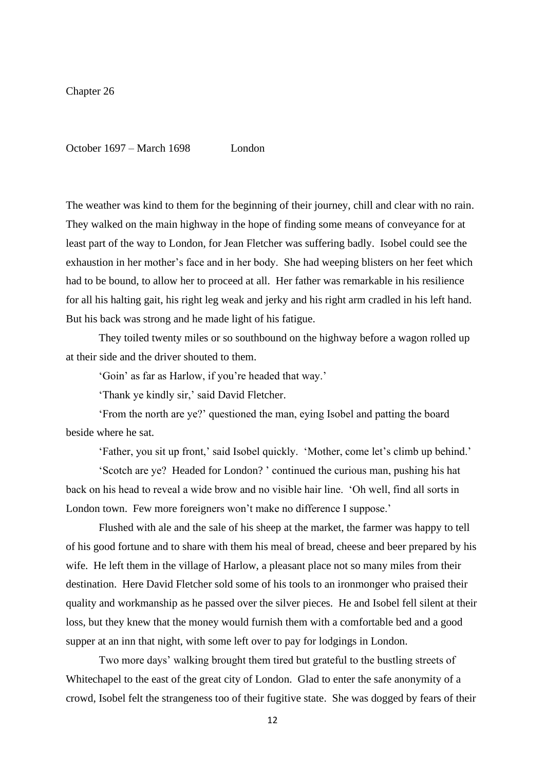# Chapter 26

October 1697 – March 1698 London

The weather was kind to them for the beginning of their journey, chill and clear with no rain. They walked on the main highway in the hope of finding some means of conveyance for at least part of the way to London, for Jean Fletcher was suffering badly. Isobel could see the exhaustion in her mother's face and in her body. She had weeping blisters on her feet which had to be bound, to allow her to proceed at all. Her father was remarkable in his resilience for all his halting gait, his right leg weak and jerky and his right arm cradled in his left hand. But his back was strong and he made light of his fatigue.

They toiled twenty miles or so southbound on the highway before a wagon rolled up at their side and the driver shouted to them.

'Goin' as far as Harlow, if you're headed that way.'

'Thank ye kindly sir,' said David Fletcher.

'From the north are ye?' questioned the man, eying Isobel and patting the board beside where he sat.

'Father, you sit up front,' said Isobel quickly. 'Mother, come let's climb up behind.'

'Scotch are ye? Headed for London? ' continued the curious man, pushing his hat back on his head to reveal a wide brow and no visible hair line. 'Oh well, find all sorts in London town. Few more foreigners won't make no difference I suppose.'

Flushed with ale and the sale of his sheep at the market, the farmer was happy to tell of his good fortune and to share with them his meal of bread, cheese and beer prepared by his wife. He left them in the village of Harlow, a pleasant place not so many miles from their destination. Here David Fletcher sold some of his tools to an ironmonger who praised their quality and workmanship as he passed over the silver pieces. He and Isobel fell silent at their loss, but they knew that the money would furnish them with a comfortable bed and a good supper at an inn that night, with some left over to pay for lodgings in London.

Two more days' walking brought them tired but grateful to the bustling streets of Whitechapel to the east of the great city of London. Glad to enter the safe anonymity of a crowd, Isobel felt the strangeness too of their fugitive state. She was dogged by fears of their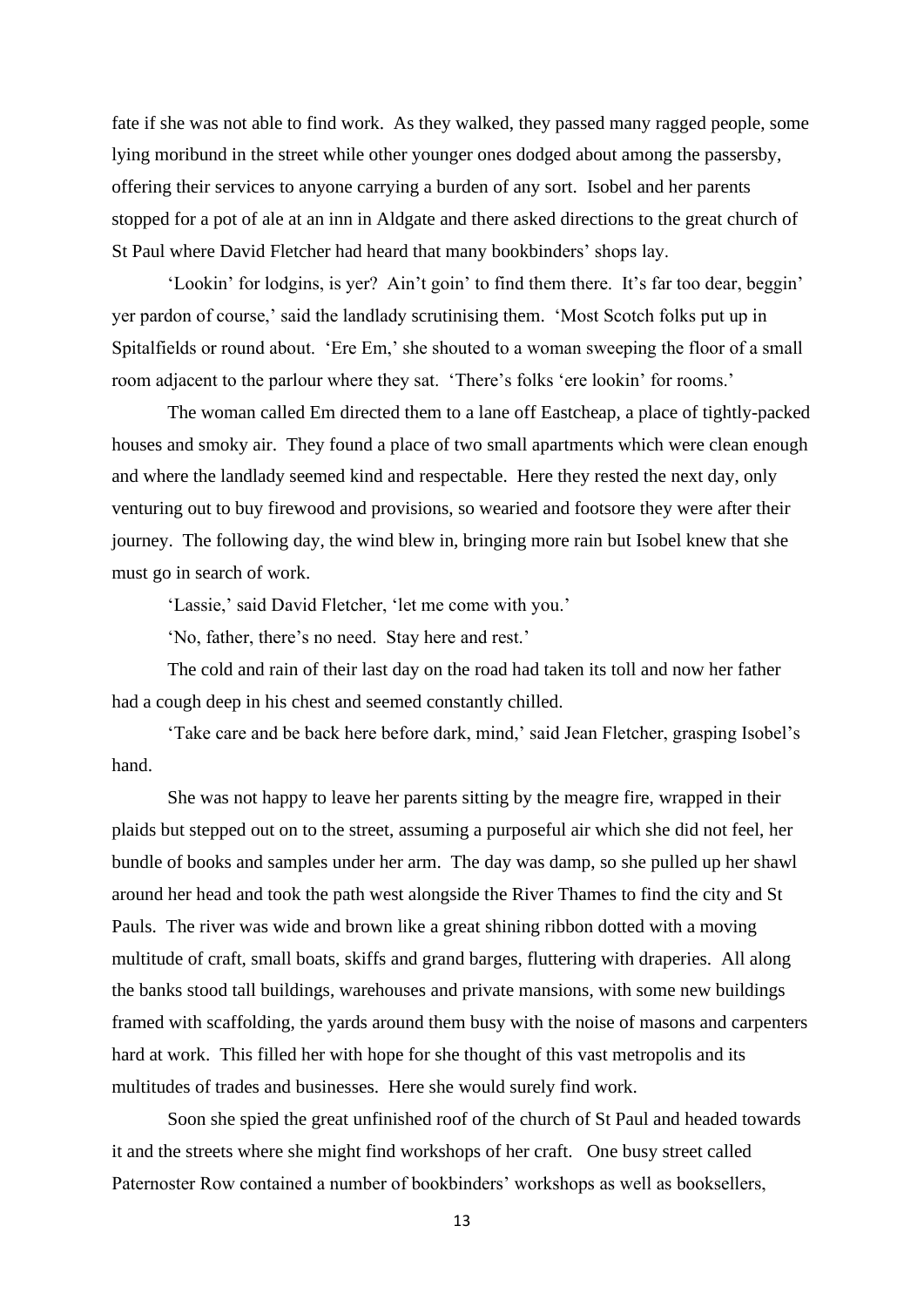fate if she was not able to find work. As they walked, they passed many ragged people, some lying moribund in the street while other younger ones dodged about among the passersby, offering their services to anyone carrying a burden of any sort. Isobel and her parents stopped for a pot of ale at an inn in Aldgate and there asked directions to the great church of St Paul where David Fletcher had heard that many bookbinders' shops lay.

'Lookin' for lodgins, is yer? Ain't goin' to find them there. It's far too dear, beggin' yer pardon of course,' said the landlady scrutinising them. 'Most Scotch folks put up in Spitalfields or round about. 'Ere Em,' she shouted to a woman sweeping the floor of a small room adjacent to the parlour where they sat. 'There's folks 'ere lookin' for rooms.'

The woman called Em directed them to a lane off Eastcheap, a place of tightly-packed houses and smoky air. They found a place of two small apartments which were clean enough and where the landlady seemed kind and respectable. Here they rested the next day, only venturing out to buy firewood and provisions, so wearied and footsore they were after their journey. The following day, the wind blew in, bringing more rain but Isobel knew that she must go in search of work.

'Lassie,' said David Fletcher, 'let me come with you.'

'No, father, there's no need. Stay here and rest.'

The cold and rain of their last day on the road had taken its toll and now her father had a cough deep in his chest and seemed constantly chilled.

'Take care and be back here before dark, mind,' said Jean Fletcher, grasping Isobel's hand.

She was not happy to leave her parents sitting by the meagre fire, wrapped in their plaids but stepped out on to the street, assuming a purposeful air which she did not feel, her bundle of books and samples under her arm. The day was damp, so she pulled up her shawl around her head and took the path west alongside the River Thames to find the city and St Pauls. The river was wide and brown like a great shining ribbon dotted with a moving multitude of craft, small boats, skiffs and grand barges, fluttering with draperies. All along the banks stood tall buildings, warehouses and private mansions, with some new buildings framed with scaffolding, the yards around them busy with the noise of masons and carpenters hard at work. This filled her with hope for she thought of this vast metropolis and its multitudes of trades and businesses. Here she would surely find work.

Soon she spied the great unfinished roof of the church of St Paul and headed towards it and the streets where she might find workshops of her craft. One busy street called Paternoster Row contained a number of bookbinders' workshops as well as booksellers,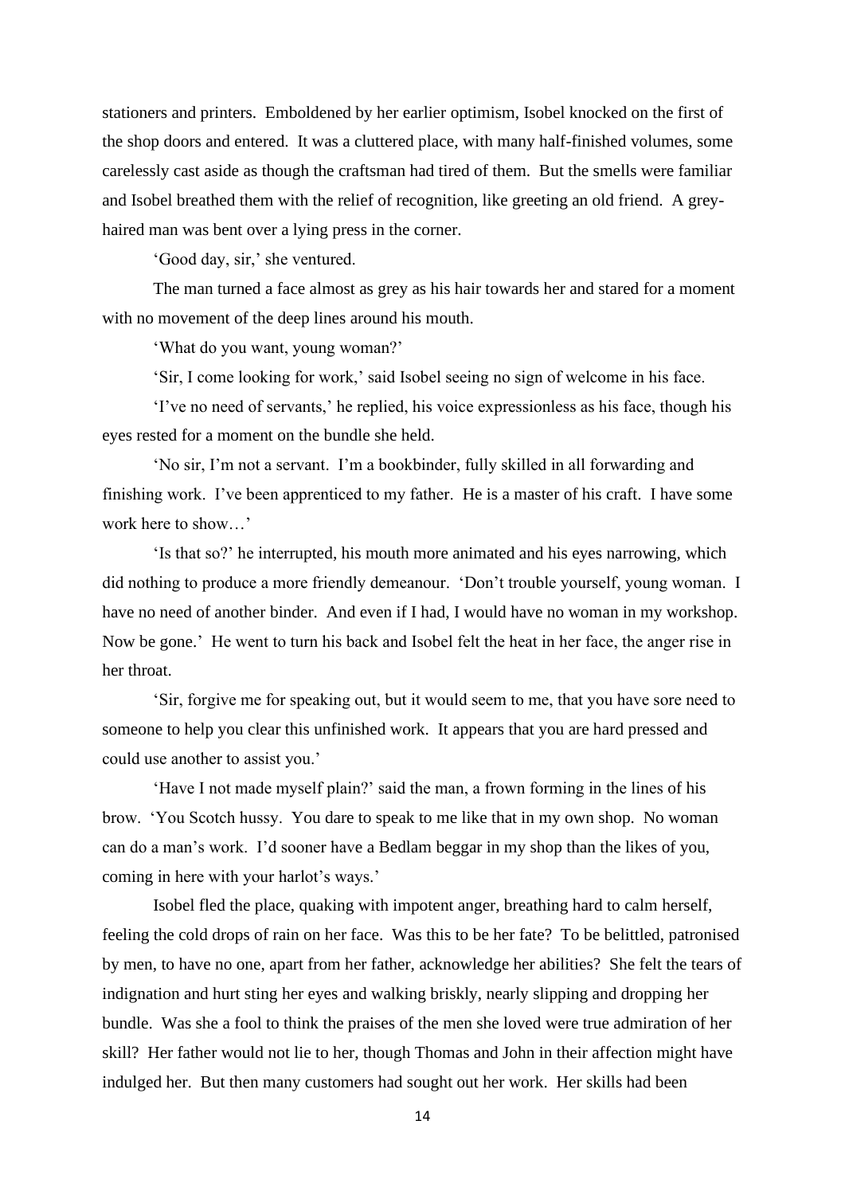stationers and printers. Emboldened by her earlier optimism, Isobel knocked on the first of the shop doors and entered. It was a cluttered place, with many half-finished volumes, some carelessly cast aside as though the craftsman had tired of them. But the smells were familiar and Isobel breathed them with the relief of recognition, like greeting an old friend. A grey-haired man was bent over a lying press in the corner.

'Good day, sir,' she ventured.

The man turned a face almost as grey as his hair towards her and stared for a moment with no movement of the deep lines around his mouth.

'What do you want, young woman?'

'Sir, I come looking for work,' said Isobel seeing no sign of welcome in his face.

'I've no need of servants,' he replied, his voice expressionless as his face, though his eyes rested for a moment on the bundle she held.

'No sir, I'm not a servant. I'm a bookbinder, fully skilled in all forwarding and finishing work. I've been apprenticed to my father. He is a master of his craft. I have some work here to show…'

'Is that so?' he interrupted, his mouth more animated and his eyes narrowing, which did nothing to produce a more friendly demeanour. 'Don't trouble yourself, young woman. I have no need of another binder. And even if I had, I would have no woman in my workshop. Now be gone.' He went to turn his back and Isobel felt the heat in her face, the anger rise in her throat.

'Sir, forgive me for speaking out, but it would seem to me, that you have sore need to someone to help you clear this unfinished work. It appears that you are hard pressed and could use another to assist you.'

'Have I not made myself plain?' said the man, a frown forming in the lines of his brow. 'You Scotch hussy. You dare to speak to me like that in my own shop. No woman can do a man's work. I'd sooner have a Bedlam beggar in my shop than the likes of you, coming in here with your harlot's ways.'

Isobel fled the place, quaking with impotent anger, breathing hard to calm herself, feeling the cold drops of rain on her face. Was this to be her fate? To be belittled, patronised by men, to have no one, apart from her father, acknowledge her abilities? She felt the tears of indignation and hurt sting her eyes and walking briskly, nearly slipping and dropping her bundle. Was she a fool to think the praises of the men she loved were true admiration of her skill? Her father would not lie to her, though Thomas and John in their affection might have indulged her. But then many customers had sought out her work. Her skills had been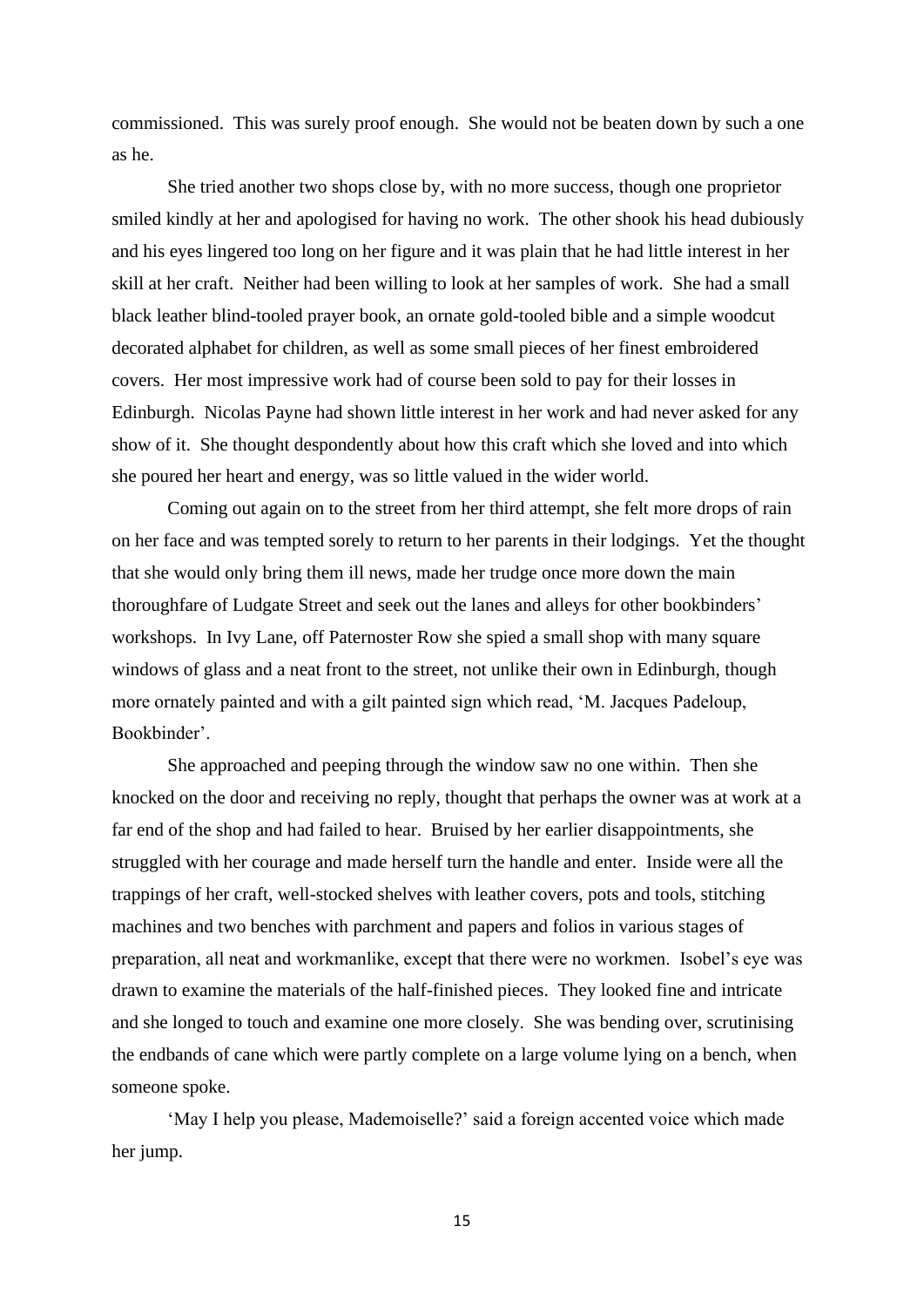commissioned. This was surely proof enough. She would not be beaten down by such a one as he.

She tried another two shops close by, with no more success, though one proprietor smiled kindly at her and apologised for having no work. The other shook his head dubiously and his eyes lingered too long on her figure and it was plain that he had little interest in her skill at her craft. Neither had been willing to look at her samples of work. She had a small black leather blind-tooled prayer book, an ornate gold-tooled bible and a simple woodcut decorated alphabet for children, as well as some small pieces of her finest embroidered covers. Her most impressive work had of course been sold to pay for their losses in Edinburgh. Nicolas Payne had shown little interest in her work and had never asked for any show of it. She thought despondently about how this craft which she loved and into which she poured her heart and energy, was so little valued in the wider world.

Coming out again on to the street from her third attempt, she felt more drops of rain on her face and was tempted sorely to return to her parents in their lodgings. Yet the thought that she would only bring them ill news, made her trudge once more down the main thoroughfare of Ludgate Street and seek out the lanes and alleys for other bookbinders' workshops. In Ivy Lane, off Paternoster Row she spied a small shop with many square windows of glass and a neat front to the street, not unlike their own in Edinburgh, though more ornately painted and with a gilt painted sign which read, 'M. Jacques Padeloup, Bookbinder'.

She approached and peeping through the window saw no one within. Then she knocked on the door and receiving no reply, thought that perhaps the owner was at work at a far end of the shop and had failed to hear. Bruised by her earlier disappointments, she struggled with her courage and made herself turn the handle and enter. Inside were all the trappings of her craft, well-stocked shelves with leather covers, pots and tools, stitching machines and two benches with parchment and papers and folios in various stages of preparation, all neat and workmanlike, except that there were no workmen. Isobel's eye was drawn to examine the materials of the half-finished pieces. They looked fine and intricate and she longed to touch and examine one more closely. She was bending over, scrutinising the endbands of cane which were partly complete on a large volume lying on a bench, when someone spoke.

'May I help you please, Mademoiselle?' said a foreign accented voice which made her jump.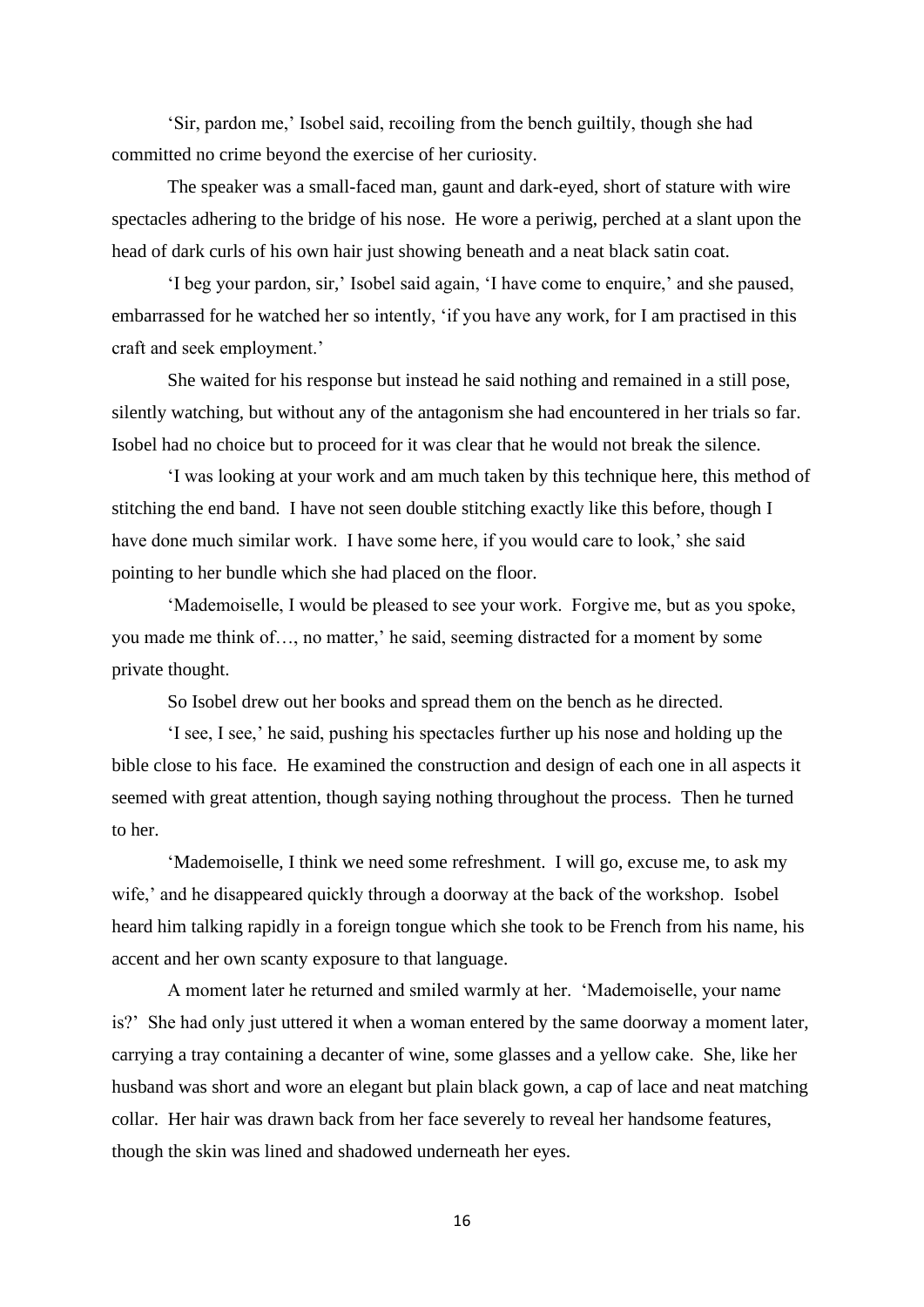'Sir, pardon me,' Isobel said, recoiling from the bench guiltily, though she had committed no crime beyond the exercise of her curiosity.

The speaker was a small-faced man, gaunt and dark-eyed, short of stature with wire spectacles adhering to the bridge of his nose. He wore a periwig, perched at a slant upon the head of dark curls of his own hair just showing beneath and a neat black satin coat.

'I beg your pardon, sir,' Isobel said again, 'I have come to enquire,' and she paused, embarrassed for he watched her so intently, 'if you have any work, for I am practised in this craft and seek employment.'

She waited for his response but instead he said nothing and remained in a still pose, silently watching, but without any of the antagonism she had encountered in her trials so far. Isobel had no choice but to proceed for it was clear that he would not break the silence.

'I was looking at your work and am much taken by this technique here, this method of stitching the end band. I have not seen double stitching exactly like this before, though I have done much similar work. I have some here, if you would care to look,' she said pointing to her bundle which she had placed on the floor.

'Mademoiselle, I would be pleased to see your work. Forgive me, but as you spoke, you made me think of…, no matter,' he said, seeming distracted for a moment by some private thought.

So Isobel drew out her books and spread them on the bench as he directed.

'I see, I see,' he said, pushing his spectacles further up his nose and holding up the bible close to his face. He examined the construction and design of each one in all aspects it seemed with great attention, though saying nothing throughout the process. Then he turned to her.

'Mademoiselle, I think we need some refreshment. I will go, excuse me, to ask my wife,' and he disappeared quickly through a doorway at the back of the workshop. Isobel heard him talking rapidly in a foreign tongue which she took to be French from his name, his accent and her own scanty exposure to that language.

A moment later he returned and smiled warmly at her. 'Mademoiselle, your name is?' She had only just uttered it when a woman entered by the same doorway a moment later, carrying a tray containing a decanter of wine, some glasses and a yellow cake. She, like her husband was short and wore an elegant but plain black gown, a cap of lace and neat matching collar. Her hair was drawn back from her face severely to reveal her handsome features, though the skin was lined and shadowed underneath her eyes.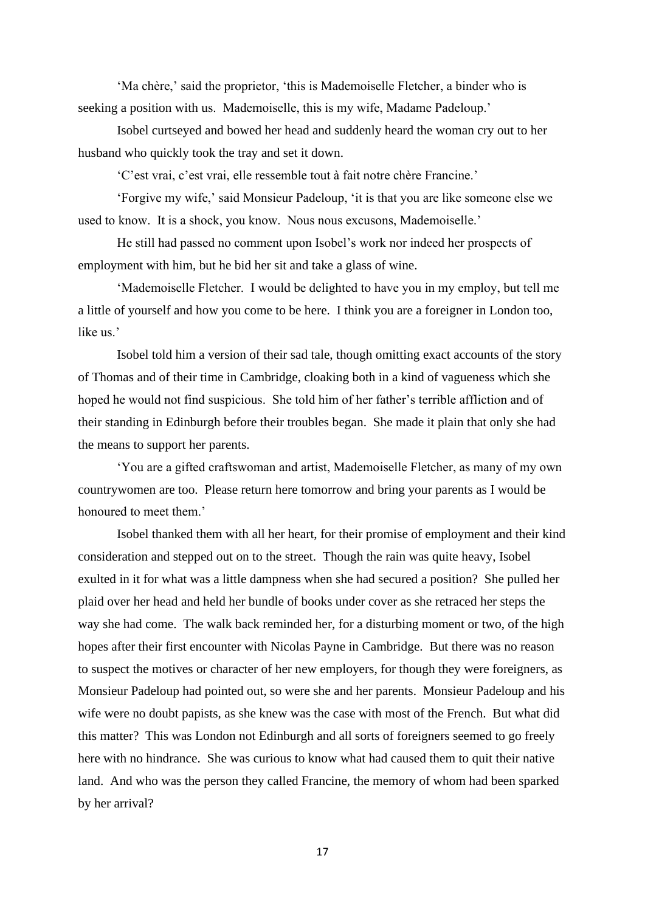'Ma chère,' said the proprietor, 'this is Mademoiselle Fletcher, a binder who is seeking a position with us. Mademoiselle, this is my wife, Madame Padeloup.'

Isobel curtseyed and bowed her head and suddenly heard the woman cry out to her husband who quickly took the tray and set it down.

'C'est vrai, c'est vrai, elle ressemble tout à fait notre chère Francine.'

'Forgive my wife,' said Monsieur Padeloup, 'it is that you are like someone else we used to know. It is a shock, you know. Nous nous excusons, Mademoiselle.'

He still had passed no comment upon Isobel's work nor indeed her prospects of employment with him, but he bid her sit and take a glass of wine.

'Mademoiselle Fletcher. I would be delighted to have you in my employ, but tell me a little of yourself and how you come to be here. I think you are a foreigner in London too, like us.'

Isobel told him a version of their sad tale, though omitting exact accounts of the story of Thomas and of their time in Cambridge, cloaking both in a kind of vagueness which she hoped he would not find suspicious. She told him of her father's terrible affliction and of their standing in Edinburgh before their troubles began. She made it plain that only she had the means to support her parents.

'You are a gifted craftswoman and artist, Mademoiselle Fletcher, as many of my own countrywomen are too. Please return here tomorrow and bring your parents as I would be honoured to meet them.'

Isobel thanked them with all her heart, for their promise of employment and their kind consideration and stepped out on to the street. Though the rain was quite heavy, Isobel exulted in it for what was a little dampness when she had secured a position? She pulled her plaid over her head and held her bundle of books under cover as she retraced her steps the way she had come. The walk back reminded her, for a disturbing moment or two, of the high hopes after their first encounter with Nicolas Payne in Cambridge. But there was no reason to suspect the motives or character of her new employers, for though they were foreigners, as Monsieur Padeloup had pointed out, so were she and her parents. Monsieur Padeloup and his wife were no doubt papists, as she knew was the case with most of the French. But what did this matter? This was London not Edinburgh and all sorts of foreigners seemed to go freely here with no hindrance. She was curious to know what had caused them to quit their native land. And who was the person they called Francine, the memory of whom had been sparked by her arrival?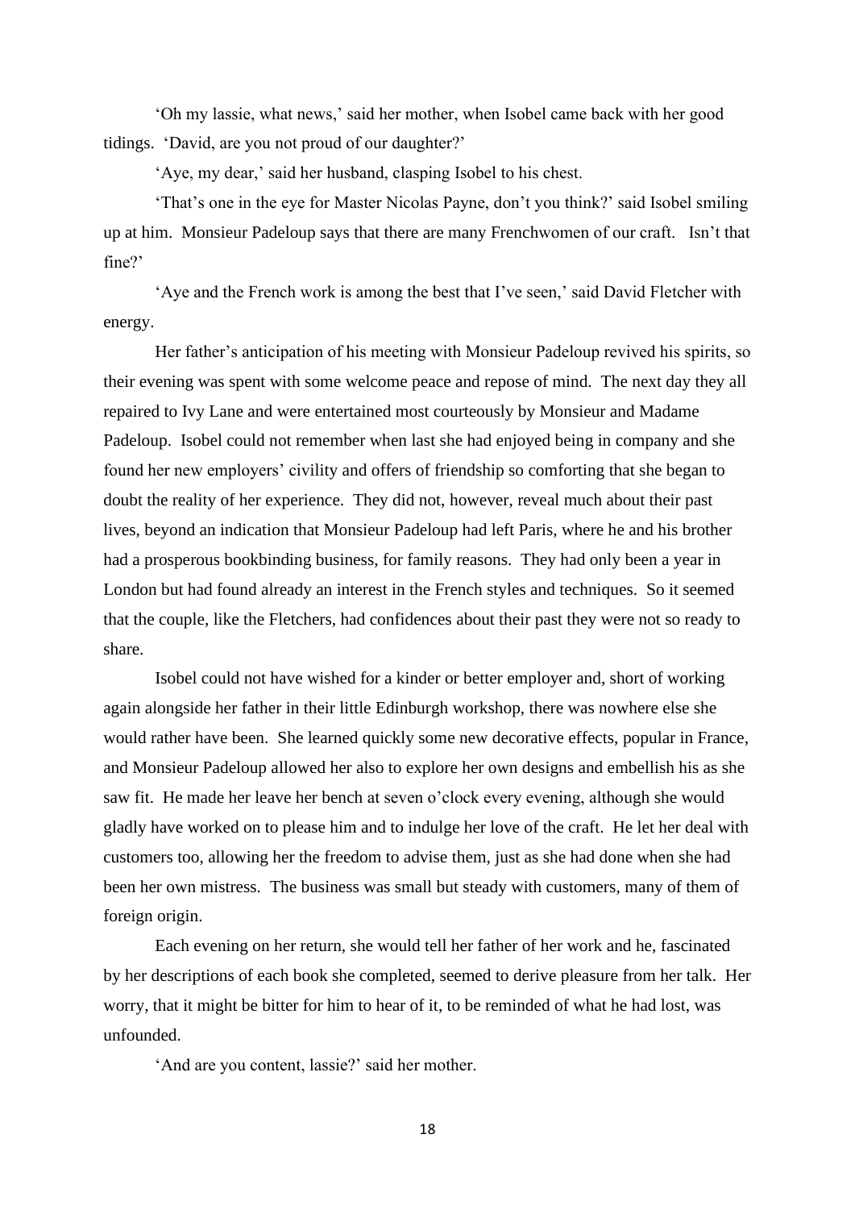'Oh my lassie, what news,' said her mother, when Isobel came back with her good tidings. 'David, are you not proud of our daughter?'

'Aye, my dear,' said her husband, clasping Isobel to his chest.

'That's one in the eye for Master Nicolas Payne, don't you think?' said Isobel smiling up at him. Monsieur Padeloup says that there are many Frenchwomen of our craft. Isn't that fine?'

'Aye and the French work is among the best that I've seen,' said David Fletcher with energy.

Her father's anticipation of his meeting with Monsieur Padeloup revived his spirits, so their evening was spent with some welcome peace and repose of mind. The next day they all repaired to Ivy Lane and were entertained most courteously by Monsieur and Madame Padeloup. Isobel could not remember when last she had enjoyed being in company and she found her new employers' civility and offers of friendship so comforting that she began to doubt the reality of her experience. They did not, however, reveal much about their past lives, beyond an indication that Monsieur Padeloup had left Paris, where he and his brother had a prosperous bookbinding business, for family reasons. They had only been a year in London but had found already an interest in the French styles and techniques. So it seemed that the couple, like the Fletchers, had confidences about their past they were not so ready to share.

Isobel could not have wished for a kinder or better employer and, short of working again alongside her father in their little Edinburgh workshop, there was nowhere else she would rather have been. She learned quickly some new decorative effects, popular in France, and Monsieur Padeloup allowed her also to explore her own designs and embellish his as she saw fit. He made her leave her bench at seven o'clock every evening, although she would gladly have worked on to please him and to indulge her love of the craft. He let her deal with customers too, allowing her the freedom to advise them, just as she had done when she had been her own mistress. The business was small but steady with customers, many of them of foreign origin.

Each evening on her return, she would tell her father of her work and he, fascinated by her descriptions of each book she completed, seemed to derive pleasure from her talk. Her worry, that it might be bitter for him to hear of it, to be reminded of what he had lost, was unfounded.

'And are you content, lassie?' said her mother.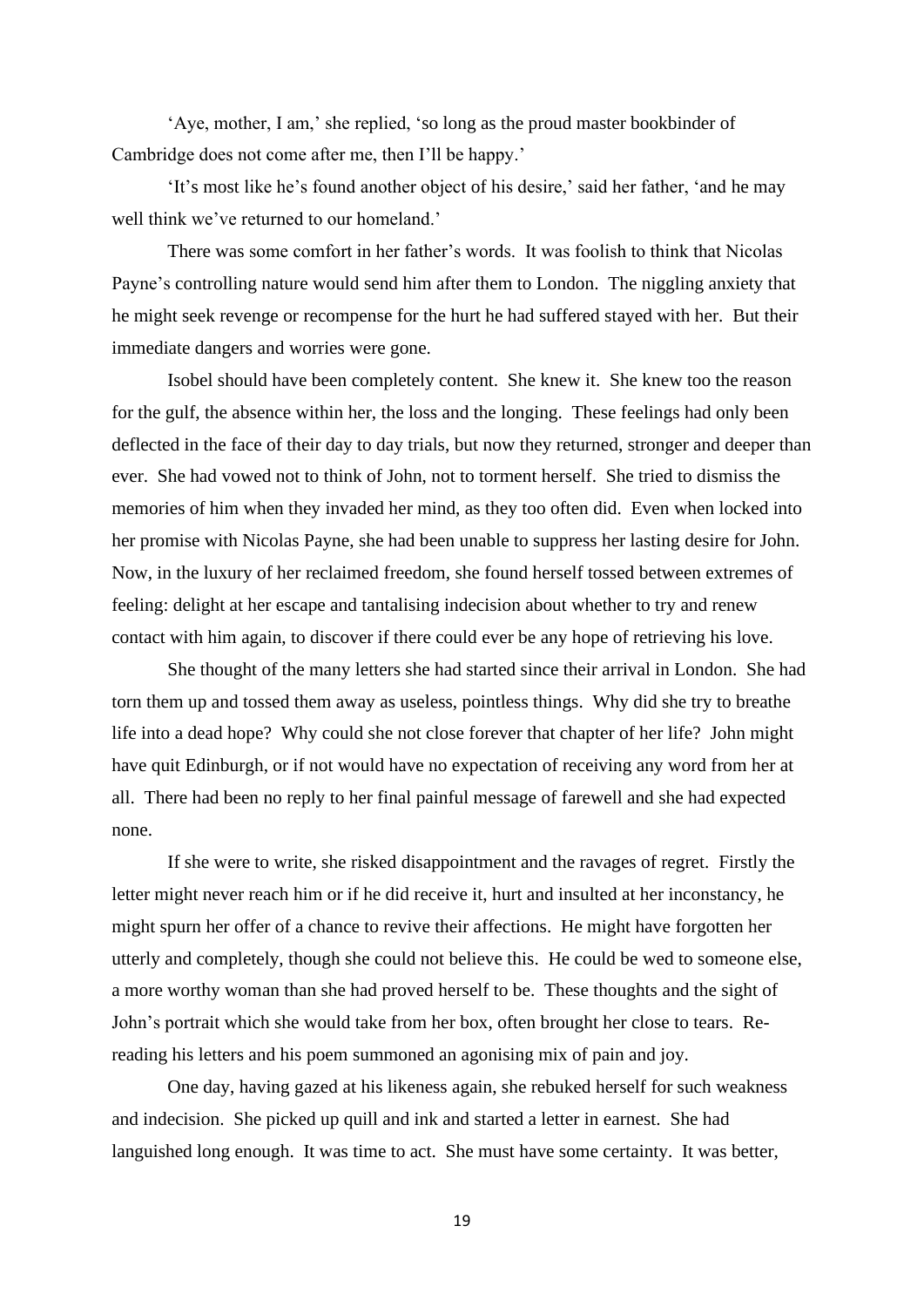'Aye, mother, I am,' she replied, 'so long as the proud master bookbinder of Cambridge does not come after me, then I'll be happy.'

'It's most like he's found another object of his desire,' said her father, 'and he may well think we've returned to our homeland.'

There was some comfort in her father's words. It was foolish to think that Nicolas Payne's controlling nature would send him after them to London. The niggling anxiety that he might seek revenge or recompense for the hurt he had suffered stayed with her. But their immediate dangers and worries were gone.

Isobel should have been completely content. She knew it. She knew too the reason for the gulf, the absence within her, the loss and the longing. These feelings had only been deflected in the face of their day to day trials, but now they returned, stronger and deeper than ever. She had vowed not to think of John, not to torment herself. She tried to dismiss the memories of him when they invaded her mind, as they too often did. Even when locked into her promise with Nicolas Payne, she had been unable to suppress her lasting desire for John. Now, in the luxury of her reclaimed freedom, she found herself tossed between extremes of feeling: delight at her escape and tantalising indecision about whether to try and renew contact with him again, to discover if there could ever be any hope of retrieving his love.

She thought of the many letters she had started since their arrival in London. She had torn them up and tossed them away as useless, pointless things. Why did she try to breathe life into a dead hope? Why could she not close forever that chapter of her life? John might have quit Edinburgh, or if not would have no expectation of receiving any word from her at all. There had been no reply to her final painful message of farewell and she had expected none.

If she were to write, she risked disappointment and the ravages of regret. Firstly the letter might never reach him or if he did receive it, hurt and insulted at her inconstancy, he might spurn her offer of a chance to revive their affections. He might have forgotten her utterly and completely, though she could not believe this. He could be wed to someone else, a more worthy woman than she had proved herself to be. These thoughts and the sight of John's portrait which she would take from her box, often brought her close to tears. Re-reading his letters and his poem summoned an agonising mix of pain and joy.

One day, having gazed at his likeness again, she rebuked herself for such weakness and indecision. She picked up quill and ink and started a letter in earnest. She had languished long enough. It was time to act. She must have some certainty. It was better,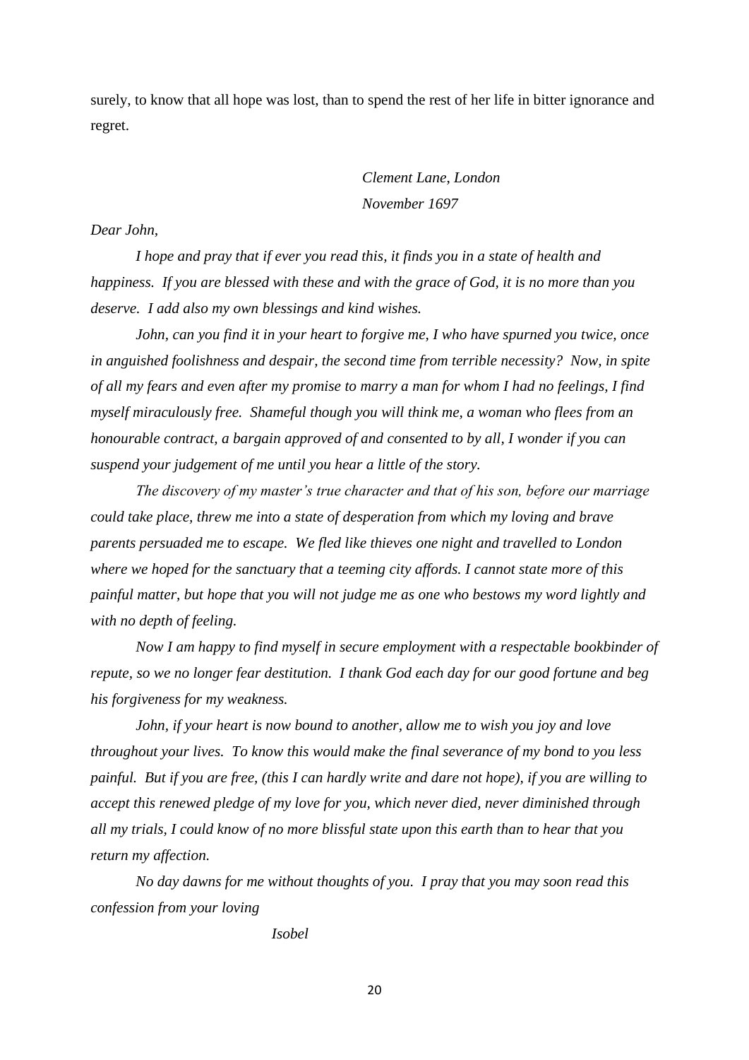surely, to know that all hope was lost, than to spend the rest of her life in bitter ignorance and regret.

*Clement Lane, London*
*November 1697*

*Dear John,*

*I hope and pray that if ever you read this, it finds you in a state of health and happiness. If you are blessed with these and with the grace of God, it is no more than you deserve. I add also my own blessings and kind wishes.*

*John, can you find it in your heart to forgive me, I who have spurned you twice, once in anguished foolishness and despair, the second time from terrible necessity? Now, in spite of all my fears and even after my promise to marry a man for whom I had no feelings, I find myself miraculously free. Shameful though you will think me, a woman who flees from an honourable contract, a bargain approved of and consented to by all, I wonder if you can suspend your judgement of me until you hear a little of the story.*

*The discovery of my master's true character and that of his son, before our marriage could take place, threw me into a state of desperation from which my loving and brave parents persuaded me to escape. We fled like thieves one night and travelled to London where we hoped for the sanctuary that a teeming city affords. I cannot state more of this painful matter, but hope that you will not judge me as one who bestows my word lightly and with no depth of feeling.*

*Now I am happy to find myself in secure employment with a respectable bookbinder of repute, so we no longer fear destitution. I thank God each day for our good fortune and beg his forgiveness for my weakness.*

*John, if your heart is now bound to another, allow me to wish you joy and love throughout your lives. To know this would make the final severance of my bond to you less painful. But if you are free, (this I can hardly write and dare not hope), if you are willing to accept this renewed pledge of my love for you, which never died, never diminished through all my trials, I could know of no more blissful state upon this earth than to hear that you return my affection.*

*No day dawns for me without thoughts of you. I pray that you may soon read this confession from your loving*

*Isobel*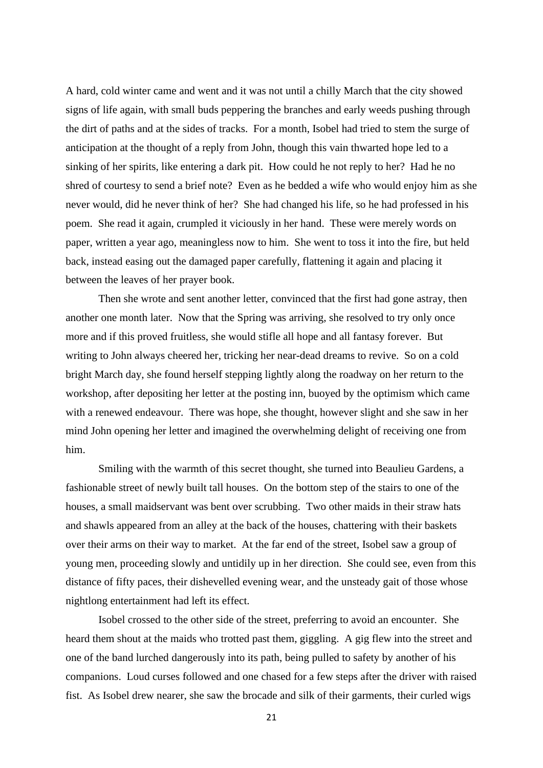A hard, cold winter came and went and it was not until a chilly March that the city showed signs of life again, with small buds peppering the branches and early weeds pushing through the dirt of paths and at the sides of tracks. For a month, Isobel had tried to stem the surge of anticipation at the thought of a reply from John, though this vain thwarted hope led to a sinking of her spirits, like entering a dark pit. How could he not reply to her? Had he no shred of courtesy to send a brief note? Even as he bedded a wife who would enjoy him as she never would, did he never think of her? She had changed his life, so he had professed in his poem. She read it again, crumpled it viciously in her hand. These were merely words on paper, written a year ago, meaningless now to him. She went to toss it into the fire, but held back, instead easing out the damaged paper carefully, flattening it again and placing it between the leaves of her prayer book.

Then she wrote and sent another letter, convinced that the first had gone astray, then another one month later. Now that the Spring was arriving, she resolved to try only once more and if this proved fruitless, she would stifle all hope and all fantasy forever. But writing to John always cheered her, tricking her near-dead dreams to revive. So on a cold bright March day, she found herself stepping lightly along the roadway on her return to the workshop, after depositing her letter at the posting inn, buoyed by the optimism which came with a renewed endeavour. There was hope, she thought, however slight and she saw in her mind John opening her letter and imagined the overwhelming delight of receiving one from him.

Smiling with the warmth of this secret thought, she turned into Beaulieu Gardens, a fashionable street of newly built tall houses. On the bottom step of the stairs to one of the houses, a small maidservant was bent over scrubbing. Two other maids in their straw hats and shawls appeared from an alley at the back of the houses, chattering with their baskets over their arms on their way to market. At the far end of the street, Isobel saw a group of young men, proceeding slowly and untidily up in her direction. She could see, even from this distance of fifty paces, their dishevelled evening wear, and the unsteady gait of those whose nightlong entertainment had left its effect.

Isobel crossed to the other side of the street, preferring to avoid an encounter. She heard them shout at the maids who trotted past them, giggling. A gig flew into the street and one of the band lurched dangerously into its path, being pulled to safety by another of his companions. Loud curses followed and one chased for a few steps after the driver with raised fist. As Isobel drew nearer, she saw the brocade and silk of their garments, their curled wigs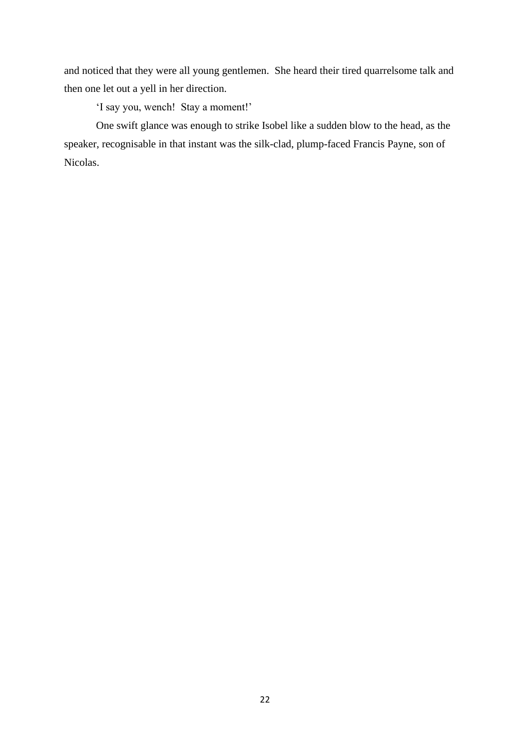and noticed that they were all young gentlemen. She heard their tired quarrelsome talk and then one let out a yell in her direction.

'I say you, wench! Stay a moment!'

One swift glance was enough to strike Isobel like a sudden blow to the head, as the speaker, recognisable in that instant was the silk-clad, plump-faced Francis Payne, son of Nicolas.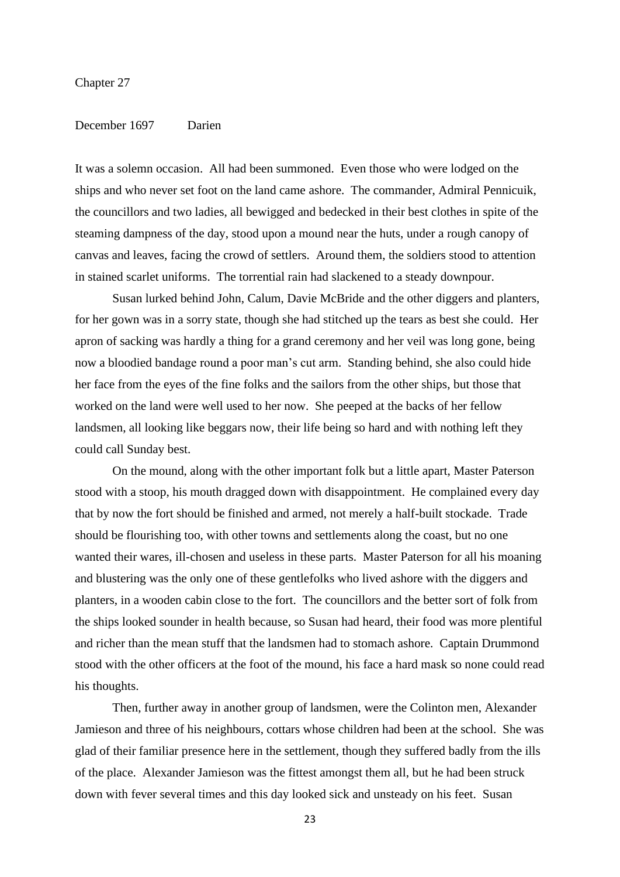Chapter 27

December 1697 Darien

It was a solemn occasion. All had been summoned. Even those who were lodged on the ships and who never set foot on the land came ashore. The commander, Admiral Pennicuik, the councillors and two ladies, all bewigged and bedecked in their best clothes in spite of the steaming dampness of the day, stood upon a mound near the huts, under a rough canopy of canvas and leaves, facing the crowd of settlers. Around them, the soldiers stood to attention in stained scarlet uniforms. The torrential rain had slackened to a steady downpour.

Susan lurked behind John, Calum, Davie McBride and the other diggers and planters, for her gown was in a sorry state, though she had stitched up the tears as best she could. Her apron of sacking was hardly a thing for a grand ceremony and her veil was long gone, being now a bloodied bandage round a poor man's cut arm. Standing behind, she also could hide her face from the eyes of the fine folks and the sailors from the other ships, but those that worked on the land were well used to her now. She peeped at the backs of her fellow landsmen, all looking like beggars now, their life being so hard and with nothing left they could call Sunday best.

On the mound, along with the other important folk but a little apart, Master Paterson stood with a stoop, his mouth dragged down with disappointment. He complained every day that by now the fort should be finished and armed, not merely a half-built stockade. Trade should be flourishing too, with other towns and settlements along the coast, but no one wanted their wares, ill-chosen and useless in these parts. Master Paterson for all his moaning and blustering was the only one of these gentlefolks who lived ashore with the diggers and planters, in a wooden cabin close to the fort. The councillors and the better sort of folk from the ships looked sounder in health because, so Susan had heard, their food was more plentiful and richer than the mean stuff that the landsmen had to stomach ashore. Captain Drummond stood with the other officers at the foot of the mound, his face a hard mask so none could read his thoughts.

Then, further away in another group of landsmen, were the Colinton men, Alexander Jamieson and three of his neighbours, cottars whose children had been at the school. She was glad of their familiar presence here in the settlement, though they suffered badly from the ills of the place. Alexander Jamieson was the fittest amongst them all, but he had been struck down with fever several times and this day looked sick and unsteady on his feet. Susan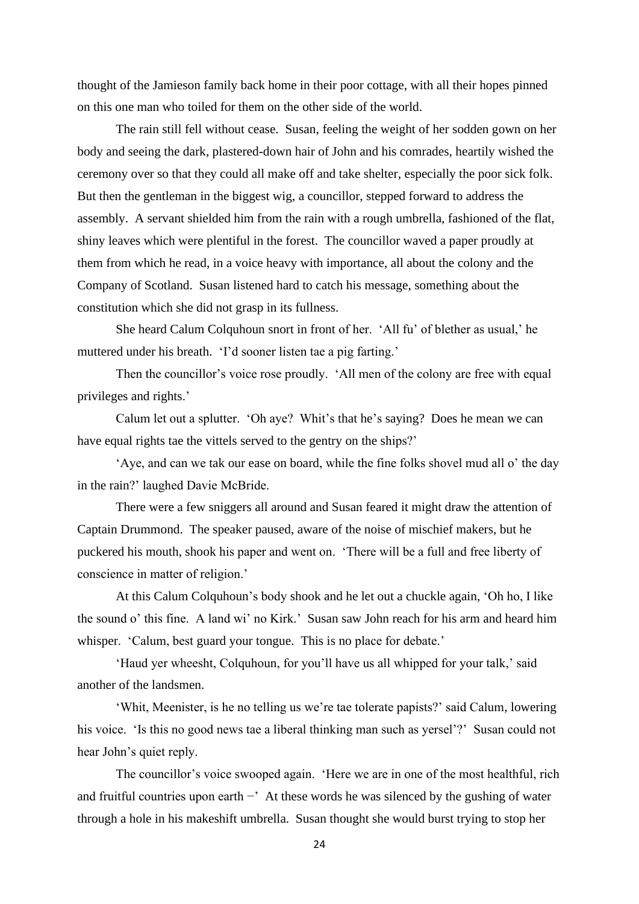thought of the Jamieson family back home in their poor cottage, with all their hopes pinned on this one man who toiled for them on the other side of the world.

The rain still fell without cease. Susan, feeling the weight of her sodden gown on her body and seeing the dark, plastered-down hair of John and his comrades, heartily wished the ceremony over so that they could all make off and take shelter, especially the poor sick folk. But then the gentleman in the biggest wig, a councillor, stepped forward to address the assembly. A servant shielded him from the rain with a rough umbrella, fashioned of the flat, shiny leaves which were plentiful in the forest. The councillor waved a paper proudly at them from which he read, in a voice heavy with importance, all about the colony and the Company of Scotland. Susan listened hard to catch his message, something about the constitution which she did not grasp in its fullness.

She heard Calum Colquhoun snort in front of her. 'All fu' of blether as usual,' he muttered under his breath. 'I'd sooner listen tae a pig farting.'

Then the councillor's voice rose proudly. 'All men of the colony are free with equal privileges and rights.'

Calum let out a splutter. 'Oh aye? Whit's that he's saying? Does he mean we can have equal rights tae the vittels served to the gentry on the ships?'

'Aye, and can we tak our ease on board, while the fine folks shovel mud all o' the day in the rain?' laughed Davie McBride.

There were a few sniggers all around and Susan feared it might draw the attention of Captain Drummond. The speaker paused, aware of the noise of mischief makers, but he puckered his mouth, shook his paper and went on. 'There will be a full and free liberty of conscience in matter of religion.'

At this Calum Colquhoun's body shook and he let out a chuckle again, 'Oh ho, I like the sound o' this fine. A land wi' no Kirk.' Susan saw John reach for his arm and heard him whisper. 'Calum, best guard your tongue. This is no place for debate.'

'Haud yer wheesht, Colquhoun, for you'll have us all whipped for your talk,' said another of the landsmen.

'Whit, Meenister, is he no telling us we're tae tolerate papists?' said Calum, lowering his voice. 'Is this no good news tae a liberal thinking man such as yersel'?' Susan could not hear John's quiet reply.

The councillor's voice swooped again. 'Here we are in one of the most healthful, rich and fruitful countries upon earth −' At these words he was silenced by the gushing of water through a hole in his makeshift umbrella. Susan thought she would burst trying to stop her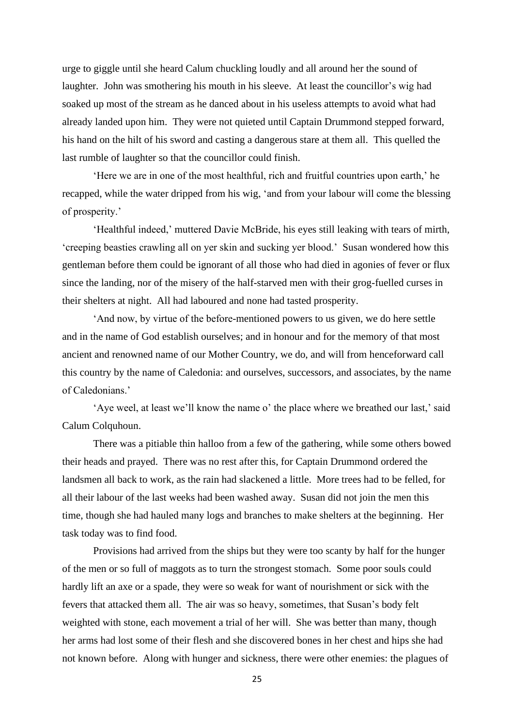urge to giggle until she heard Calum chuckling loudly and all around her the sound of laughter. John was smothering his mouth in his sleeve. At least the councillor's wig had soaked up most of the stream as he danced about in his useless attempts to avoid what had already landed upon him. They were not quieted until Captain Drummond stepped forward, his hand on the hilt of his sword and casting a dangerous stare at them all. This quelled the last rumble of laughter so that the councillor could finish.

'Here we are in one of the most healthful, rich and fruitful countries upon earth,' he recapped, while the water dripped from his wig, 'and from your labour will come the blessing of prosperity.'

'Healthful indeed,' muttered Davie McBride, his eyes still leaking with tears of mirth, 'creeping beasties crawling all on yer skin and sucking yer blood.' Susan wondered how this gentleman before them could be ignorant of all those who had died in agonies of fever or flux since the landing, nor of the misery of the half-starved men with their grog-fuelled curses in their shelters at night. All had laboured and none had tasted prosperity.

'And now, by virtue of the before-mentioned powers to us given, we do here settle and in the name of God establish ourselves; and in honour and for the memory of that most ancient and renowned name of our Mother Country, we do, and will from henceforward call this country by the name of Caledonia: and ourselves, successors, and associates, by the name of Caledonians.'

'Aye weel, at least we'll know the name o' the place where we breathed our last,' said Calum Colquhoun.

There was a pitiable thin halloo from a few of the gathering, while some others bowed their heads and prayed. There was no rest after this, for Captain Drummond ordered the landsmen all back to work, as the rain had slackened a little. More trees had to be felled, for all their labour of the last weeks had been washed away. Susan did not join the men this time, though she had hauled many logs and branches to make shelters at the beginning. Her task today was to find food.

Provisions had arrived from the ships but they were too scanty by half for the hunger of the men or so full of maggots as to turn the strongest stomach. Some poor souls could hardly lift an axe or a spade, they were so weak for want of nourishment or sick with the fevers that attacked them all. The air was so heavy, sometimes, that Susan's body felt weighted with stone, each movement a trial of her will. She was better than many, though her arms had lost some of their flesh and she discovered bones in her chest and hips she had not known before. Along with hunger and sickness, there were other enemies: the plagues of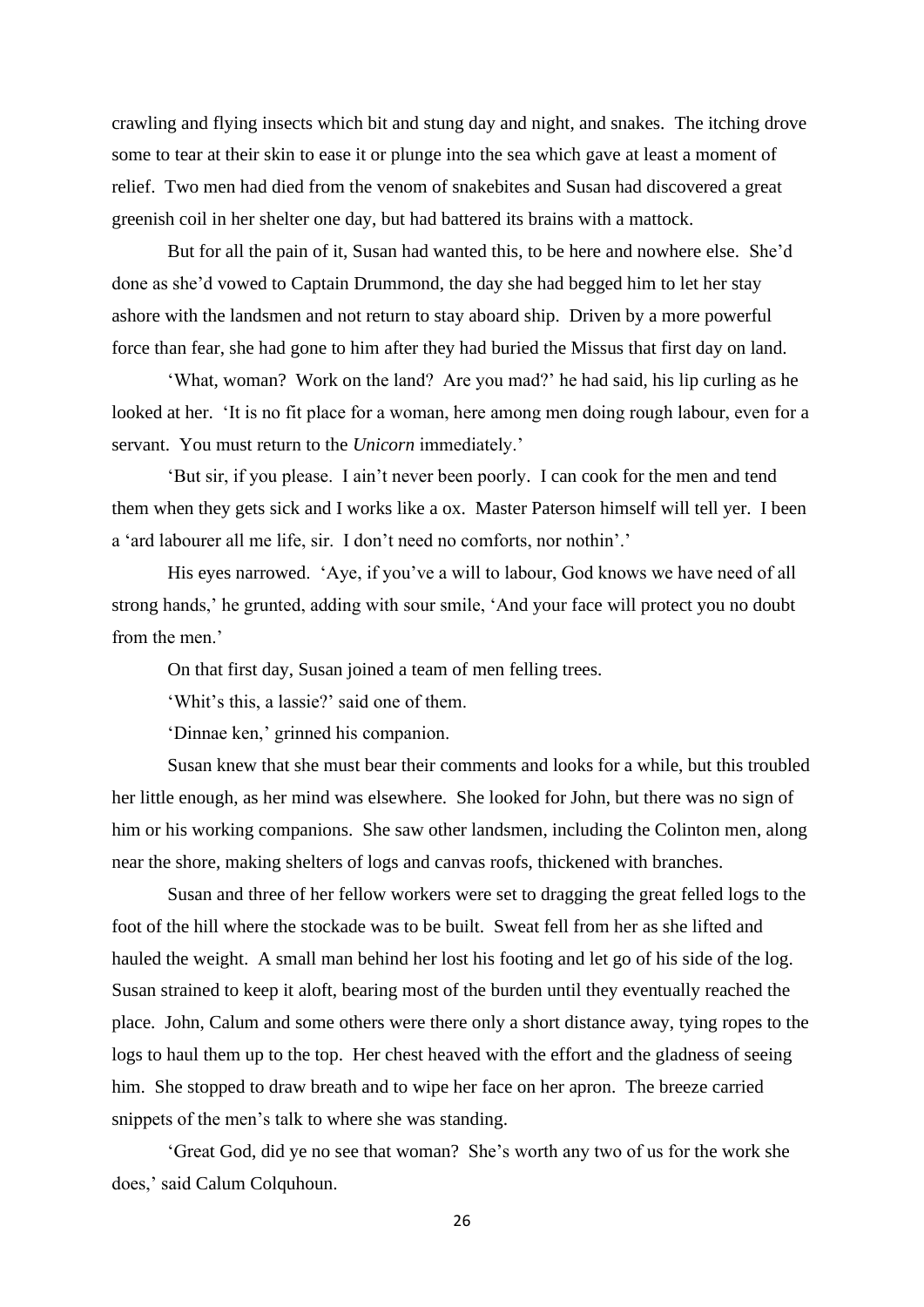crawling and flying insects which bit and stung day and night, and snakes. The itching drove some to tear at their skin to ease it or plunge into the sea which gave at least a moment of relief. Two men had died from the venom of snakebites and Susan had discovered a great greenish coil in her shelter one day, but had battered its brains with a mattock.

But for all the pain of it, Susan had wanted this, to be here and nowhere else. She'd done as she'd vowed to Captain Drummond, the day she had begged him to let her stay ashore with the landsmen and not return to stay aboard ship. Driven by a more powerful force than fear, she had gone to him after they had buried the Missus that first day on land.

'What, woman? Work on the land? Are you mad?' he had said, his lip curling as he looked at her. 'It is no fit place for a woman, here among men doing rough labour, even for a servant. You must return to the *Unicorn* immediately.'

'But sir, if you please. I ain't never been poorly. I can cook for the men and tend them when they gets sick and I works like a ox. Master Paterson himself will tell yer. I been a 'ard labourer all me life, sir. I don't need no comforts, nor nothin'.'

His eyes narrowed. 'Aye, if you've a will to labour, God knows we have need of all strong hands,' he grunted, adding with sour smile, 'And your face will protect you no doubt from the men.'

On that first day, Susan joined a team of men felling trees.

'Whit's this, a lassie?' said one of them.

'Dinnae ken,' grinned his companion.

Susan knew that she must bear their comments and looks for a while, but this troubled her little enough, as her mind was elsewhere. She looked for John, but there was no sign of him or his working companions. She saw other landsmen, including the Colinton men, along near the shore, making shelters of logs and canvas roofs, thickened with branches.

Susan and three of her fellow workers were set to dragging the great felled logs to the foot of the hill where the stockade was to be built. Sweat fell from her as she lifted and hauled the weight. A small man behind her lost his footing and let go of his side of the log. Susan strained to keep it aloft, bearing most of the burden until they eventually reached the place. John, Calum and some others were there only a short distance away, tying ropes to the logs to haul them up to the top. Her chest heaved with the effort and the gladness of seeing him. She stopped to draw breath and to wipe her face on her apron. The breeze carried snippets of the men's talk to where she was standing.

'Great God, did ye no see that woman? She's worth any two of us for the work she does,' said Calum Colquhoun.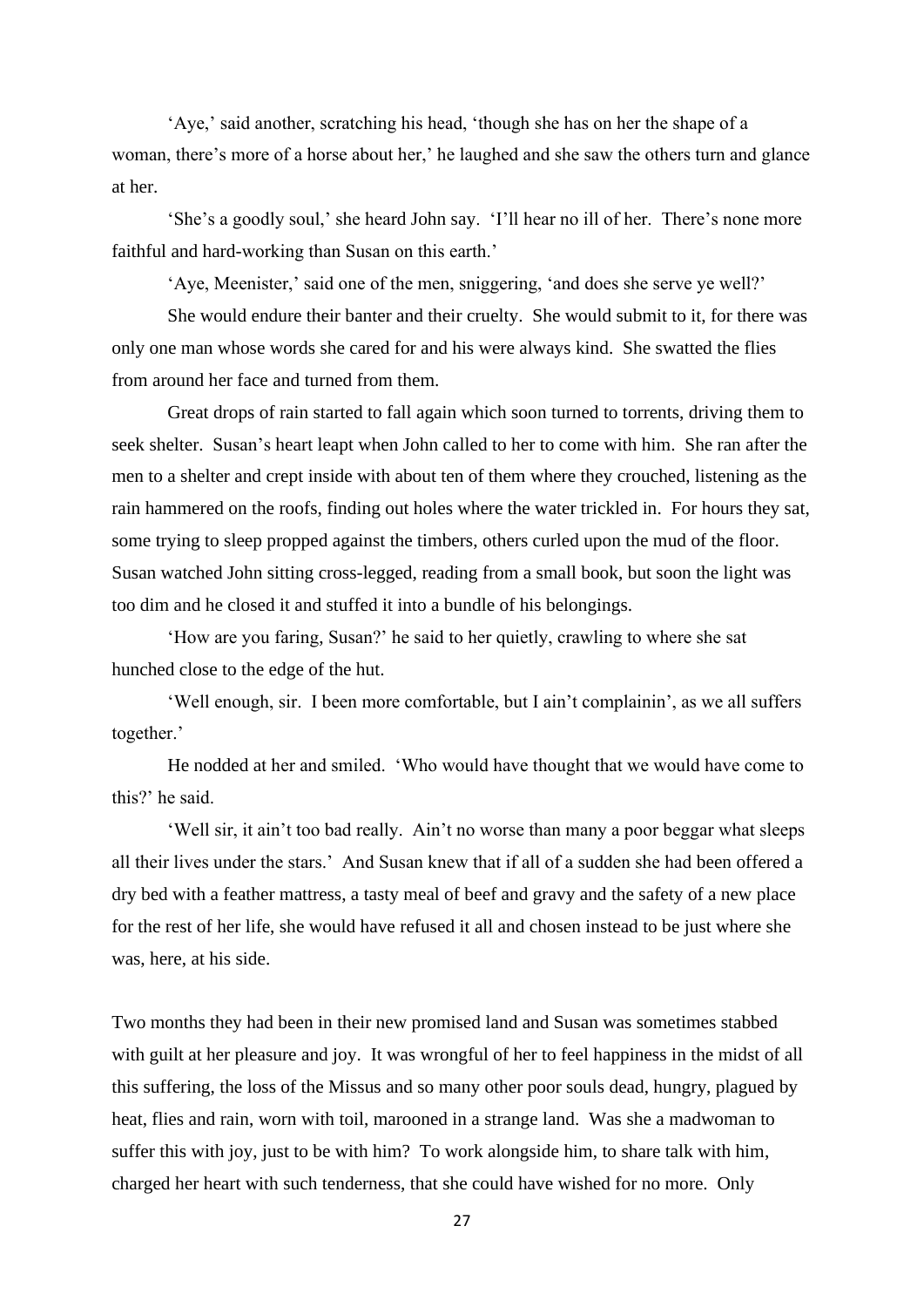'Aye,' said another, scratching his head, 'though she has on her the shape of a woman, there's more of a horse about her,' he laughed and she saw the others turn and glance at her.

'She's a goodly soul,' she heard John say. 'I'll hear no ill of her. There's none more faithful and hard-working than Susan on this earth.'

'Aye, Meenister,' said one of the men, sniggering, 'and does she serve ye well?'

She would endure their banter and their cruelty. She would submit to it, for there was only one man whose words she cared for and his were always kind. She swatted the flies from around her face and turned from them.

Great drops of rain started to fall again which soon turned to torrents, driving them to seek shelter. Susan's heart leapt when John called to her to come with him. She ran after the men to a shelter and crept inside with about ten of them where they crouched, listening as the rain hammered on the roofs, finding out holes where the water trickled in. For hours they sat, some trying to sleep propped against the timbers, others curled upon the mud of the floor. Susan watched John sitting cross-legged, reading from a small book, but soon the light was too dim and he closed it and stuffed it into a bundle of his belongings.

'How are you faring, Susan?' he said to her quietly, crawling to where she sat hunched close to the edge of the hut.

'Well enough, sir. I been more comfortable, but I ain't complainin', as we all suffers together.'

He nodded at her and smiled. 'Who would have thought that we would have come to this?' he said.

'Well sir, it ain't too bad really. Ain't no worse than many a poor beggar what sleeps all their lives under the stars.' And Susan knew that if all of a sudden she had been offered a dry bed with a feather mattress, a tasty meal of beef and gravy and the safety of a new place for the rest of her life, she would have refused it all and chosen instead to be just where she was, here, at his side.

Two months they had been in their new promised land and Susan was sometimes stabbed with guilt at her pleasure and joy. It was wrongful of her to feel happiness in the midst of all this suffering, the loss of the Missus and so many other poor souls dead, hungry, plagued by heat, flies and rain, worn with toil, marooned in a strange land. Was she a madwoman to suffer this with joy, just to be with him? To work alongside him, to share talk with him, charged her heart with such tenderness, that she could have wished for no more. Only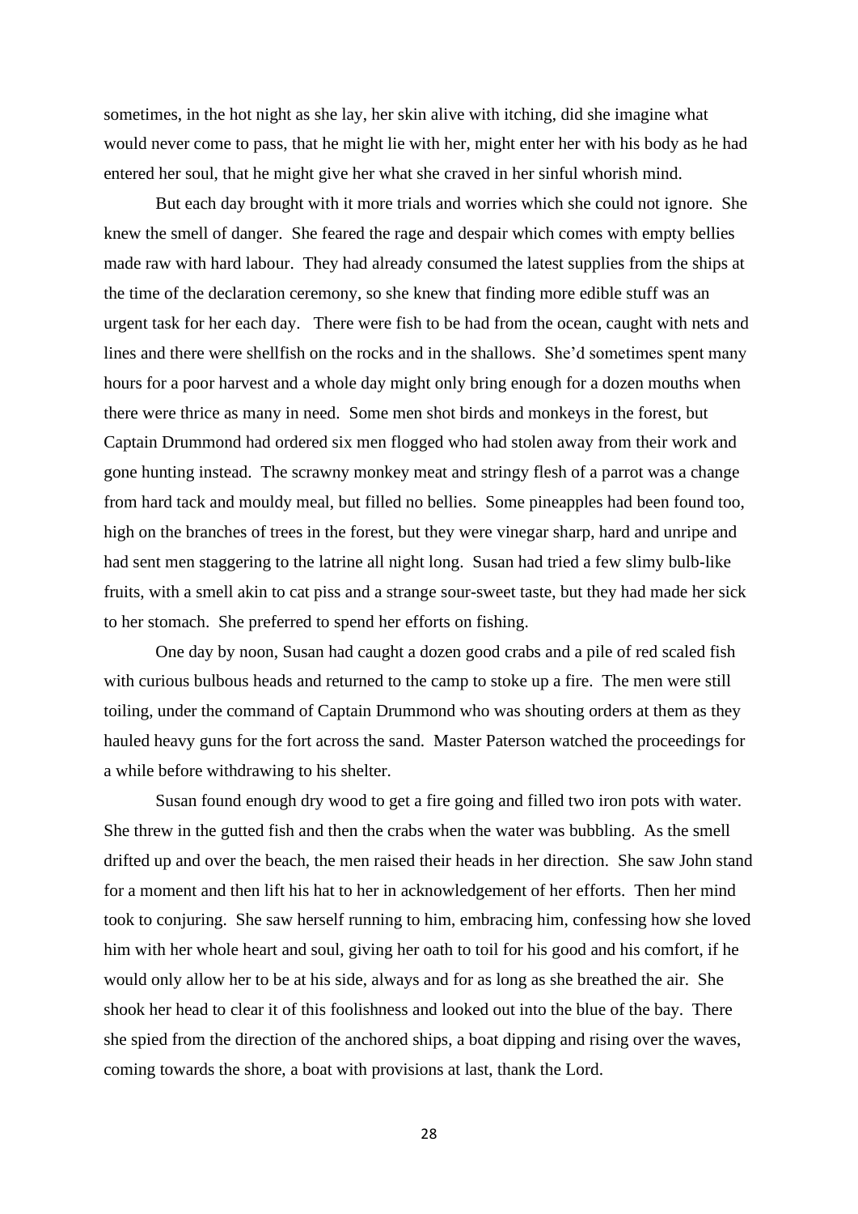sometimes, in the hot night as she lay, her skin alive with itching, did she imagine what would never come to pass, that he might lie with her, might enter her with his body as he had entered her soul, that he might give her what she craved in her sinful whorish mind.

But each day brought with it more trials and worries which she could not ignore. She knew the smell of danger. She feared the rage and despair which comes with empty bellies made raw with hard labour. They had already consumed the latest supplies from the ships at the time of the declaration ceremony, so she knew that finding more edible stuff was an urgent task for her each day. There were fish to be had from the ocean, caught with nets and lines and there were shellfish on the rocks and in the shallows. She'd sometimes spent many hours for a poor harvest and a whole day might only bring enough for a dozen mouths when there were thrice as many in need. Some men shot birds and monkeys in the forest, but Captain Drummond had ordered six men flogged who had stolen away from their work and gone hunting instead. The scrawny monkey meat and stringy flesh of a parrot was a change from hard tack and mouldy meal, but filled no bellies. Some pineapples had been found too, high on the branches of trees in the forest, but they were vinegar sharp, hard and unripe and had sent men staggering to the latrine all night long. Susan had tried a few slimy bulb-like fruits, with a smell akin to cat piss and a strange sour-sweet taste, but they had made her sick to her stomach. She preferred to spend her efforts on fishing.

One day by noon, Susan had caught a dozen good crabs and a pile of red scaled fish with curious bulbous heads and returned to the camp to stoke up a fire. The men were still toiling, under the command of Captain Drummond who was shouting orders at them as they hauled heavy guns for the fort across the sand. Master Paterson watched the proceedings for a while before withdrawing to his shelter.

Susan found enough dry wood to get a fire going and filled two iron pots with water. She threw in the gutted fish and then the crabs when the water was bubbling. As the smell drifted up and over the beach, the men raised their heads in her direction. She saw John stand for a moment and then lift his hat to her in acknowledgement of her efforts. Then her mind took to conjuring. She saw herself running to him, embracing him, confessing how she loved him with her whole heart and soul, giving her oath to toil for his good and his comfort, if he would only allow her to be at his side, always and for as long as she breathed the air. She shook her head to clear it of this foolishness and looked out into the blue of the bay. There she spied from the direction of the anchored ships, a boat dipping and rising over the waves, coming towards the shore, a boat with provisions at last, thank the Lord.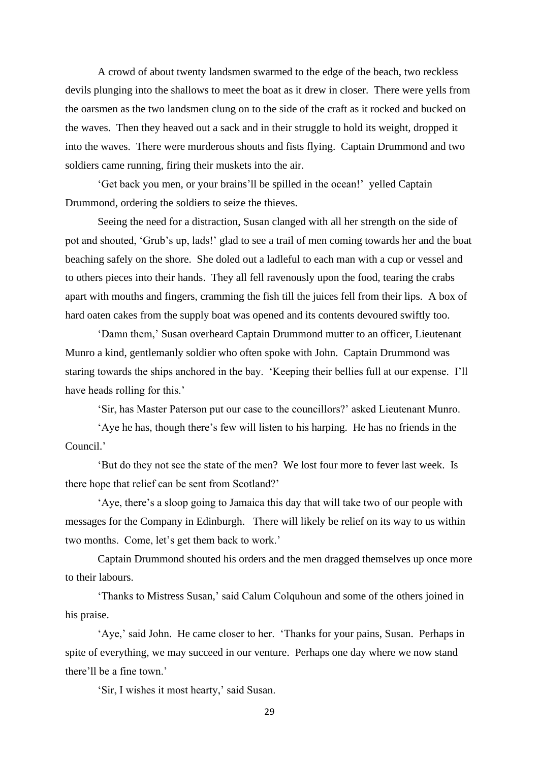A crowd of about twenty landsmen swarmed to the edge of the beach, two reckless devils plunging into the shallows to meet the boat as it drew in closer. There were yells from the oarsmen as the two landsmen clung on to the side of the craft as it rocked and bucked on the waves. Then they heaved out a sack and in their struggle to hold its weight, dropped it into the waves. There were murderous shouts and fists flying. Captain Drummond and two soldiers came running, firing their muskets into the air.

'Get back you men, or your brains'll be spilled in the ocean!' yelled Captain Drummond, ordering the soldiers to seize the thieves.

Seeing the need for a distraction, Susan clanged with all her strength on the side of pot and shouted, 'Grub's up, lads!' glad to see a trail of men coming towards her and the boat beaching safely on the shore. She doled out a ladleful to each man with a cup or vessel and to others pieces into their hands. They all fell ravenously upon the food, tearing the crabs apart with mouths and fingers, cramming the fish till the juices fell from their lips. A box of hard oaten cakes from the supply boat was opened and its contents devoured swiftly too.

'Damn them,' Susan overheard Captain Drummond mutter to an officer, Lieutenant Munro a kind, gentlemanly soldier who often spoke with John. Captain Drummond was staring towards the ships anchored in the bay. 'Keeping their bellies full at our expense. I'll have heads rolling for this.'

'Sir, has Master Paterson put our case to the councillors?' asked Lieutenant Munro.

'Aye he has, though there's few will listen to his harping. He has no friends in the Council.'

'But do they not see the state of the men? We lost four more to fever last week. Is there hope that relief can be sent from Scotland?'

'Aye, there's a sloop going to Jamaica this day that will take two of our people with messages for the Company in Edinburgh. There will likely be relief on its way to us within two months. Come, let's get them back to work.'

Captain Drummond shouted his orders and the men dragged themselves up once more to their labours.

'Thanks to Mistress Susan,' said Calum Colquhoun and some of the others joined in his praise.

'Aye,' said John. He came closer to her. 'Thanks for your pains, Susan. Perhaps in spite of everything, we may succeed in our venture. Perhaps one day where we now stand there'll be a fine town.'

'Sir, I wishes it most hearty,' said Susan.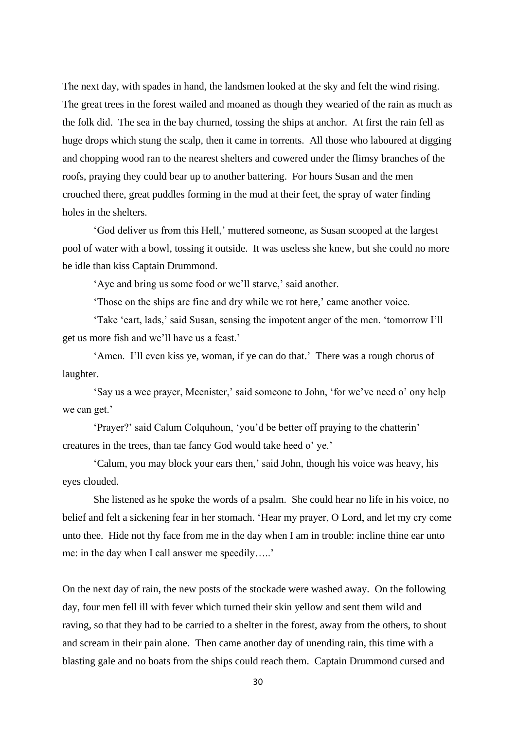The next day, with spades in hand, the landsmen looked at the sky and felt the wind rising. The great trees in the forest wailed and moaned as though they wearied of the rain as much as the folk did. The sea in the bay churned, tossing the ships at anchor. At first the rain fell as huge drops which stung the scalp, then it came in torrents. All those who laboured at digging and chopping wood ran to the nearest shelters and cowered under the flimsy branches of the roofs, praying they could bear up to another battering. For hours Susan and the men crouched there, great puddles forming in the mud at their feet, the spray of water finding holes in the shelters.

'God deliver us from this Hell,' muttered someone, as Susan scooped at the largest pool of water with a bowl, tossing it outside. It was useless she knew, but she could no more be idle than kiss Captain Drummond.

'Aye and bring us some food or we'll starve,' said another.

'Those on the ships are fine and dry while we rot here,' came another voice.

'Take 'eart, lads,' said Susan, sensing the impotent anger of the men. 'tomorrow I'll get us more fish and we'll have us a feast.'

'Amen. I'll even kiss ye, woman, if ye can do that.' There was a rough chorus of laughter.

'Say us a wee prayer, Meenister,' said someone to John, 'for we've need o' ony help we can get.'

'Prayer?' said Calum Colquhoun, 'you'd be better off praying to the chatterin' creatures in the trees, than tae fancy God would take heed o' ye.'

'Calum, you may block your ears then,' said John, though his voice was heavy, his eyes clouded.

She listened as he spoke the words of a psalm. She could hear no life in his voice, no belief and felt a sickening fear in her stomach. 'Hear my prayer, O Lord, and let my cry come unto thee. Hide not thy face from me in the day when I am in trouble: incline thine ear unto me: in the day when I call answer me speedily…..'

On the next day of rain, the new posts of the stockade were washed away. On the following day, four men fell ill with fever which turned their skin yellow and sent them wild and raving, so that they had to be carried to a shelter in the forest, away from the others, to shout and scream in their pain alone. Then came another day of unending rain, this time with a blasting gale and no boats from the ships could reach them. Captain Drummond cursed and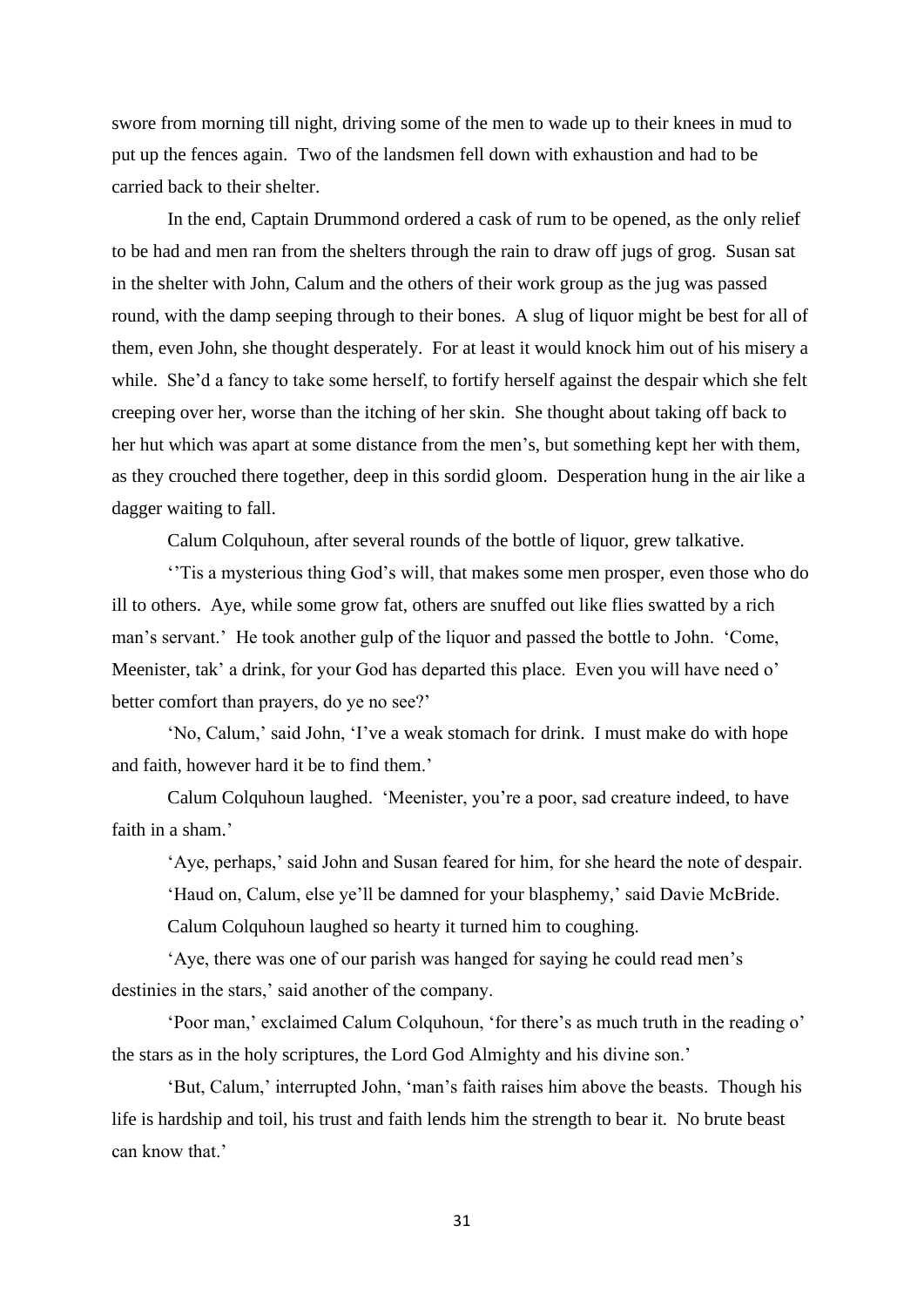swore from morning till night, driving some of the men to wade up to their knees in mud to put up the fences again. Two of the landsmen fell down with exhaustion and had to be carried back to their shelter.

In the end, Captain Drummond ordered a cask of rum to be opened, as the only relief to be had and men ran from the shelters through the rain to draw off jugs of grog. Susan sat in the shelter with John, Calum and the others of their work group as the jug was passed round, with the damp seeping through to their bones. A slug of liquor might be best for all of them, even John, she thought desperately. For at least it would knock him out of his misery a while. She'd a fancy to take some herself, to fortify herself against the despair which she felt creeping over her, worse than the itching of her skin. She thought about taking off back to her hut which was apart at some distance from the men's, but something kept her with them, as they crouched there together, deep in this sordid gloom. Desperation hung in the air like a dagger waiting to fall.

Calum Colquhoun, after several rounds of the bottle of liquor, grew talkative.

''Tis a mysterious thing God's will, that makes some men prosper, even those who do ill to others. Aye, while some grow fat, others are snuffed out like flies swatted by a rich man's servant.' He took another gulp of the liquor and passed the bottle to John. 'Come, Meenister, tak' a drink, for your God has departed this place. Even you will have need o' better comfort than prayers, do ye no see?'

'No, Calum,' said John, 'I've a weak stomach for drink. I must make do with hope and faith, however hard it be to find them.'

Calum Colquhoun laughed. 'Meenister, you're a poor, sad creature indeed, to have faith in a sham.'

'Aye, perhaps,' said John and Susan feared for him, for she heard the note of despair.

'Haud on, Calum, else ye'll be damned for your blasphemy,' said Davie McBride.

Calum Colquhoun laughed so hearty it turned him to coughing.

'Aye, there was one of our parish was hanged for saying he could read men's destinies in the stars,' said another of the company.

'Poor man,' exclaimed Calum Colquhoun, 'for there's as much truth in the reading o' the stars as in the holy scriptures, the Lord God Almighty and his divine son.'

'But, Calum,' interrupted John, 'man's faith raises him above the beasts. Though his life is hardship and toil, his trust and faith lends him the strength to bear it. No brute beast can know that.'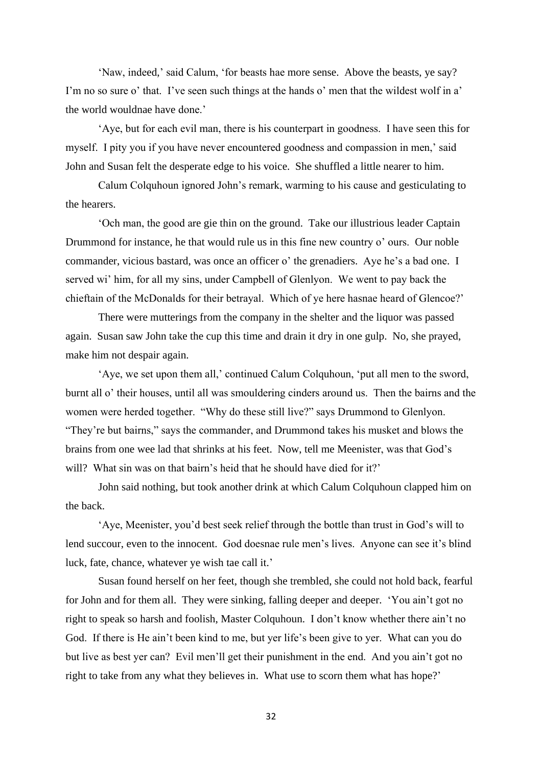'Naw, indeed,' said Calum, 'for beasts hae more sense. Above the beasts, ye say? I'm no so sure o' that. I've seen such things at the hands o' men that the wildest wolf in a' the world wouldnae have done.'

'Aye, but for each evil man, there is his counterpart in goodness. I have seen this for myself. I pity you if you have never encountered goodness and compassion in men,' said John and Susan felt the desperate edge to his voice. She shuffled a little nearer to him.

Calum Colquhoun ignored John's remark, warming to his cause and gesticulating to the hearers.

'Och man, the good are gie thin on the ground. Take our illustrious leader Captain Drummond for instance, he that would rule us in this fine new country o' ours. Our noble commander, vicious bastard, was once an officer o' the grenadiers. Aye he's a bad one. I served wi' him, for all my sins, under Campbell of Glenlyon. We went to pay back the chieftain of the McDonalds for their betrayal. Which of ye here hasnae heard of Glencoe?'

There were mutterings from the company in the shelter and the liquor was passed again. Susan saw John take the cup this time and drain it dry in one gulp. No, she prayed, make him not despair again.

'Aye, we set upon them all,' continued Calum Colquhoun, 'put all men to the sword, burnt all o' their houses, until all was smouldering cinders around us. Then the bairns and the women were herded together. "Why do these still live?" says Drummond to Glenlyon. "They're but bairns," says the commander, and Drummond takes his musket and blows the brains from one wee lad that shrinks at his feet. Now, tell me Meenister, was that God's will? What sin was on that bairn's heid that he should have died for it?'

John said nothing, but took another drink at which Calum Colquhoun clapped him on the back.

'Aye, Meenister, you'd best seek relief through the bottle than trust in God's will to lend succour, even to the innocent. God doesnae rule men's lives. Anyone can see it's blind luck, fate, chance, whatever ye wish tae call it.'

Susan found herself on her feet, though she trembled, she could not hold back, fearful for John and for them all. They were sinking, falling deeper and deeper. 'You ain't got no right to speak so harsh and foolish, Master Colquhoun. I don't know whether there ain't no God. If there is He ain't been kind to me, but yer life's been give to yer. What can you do but live as best yer can? Evil men'll get their punishment in the end. And you ain't got no right to take from any what they believes in. What use to scorn them what has hope?'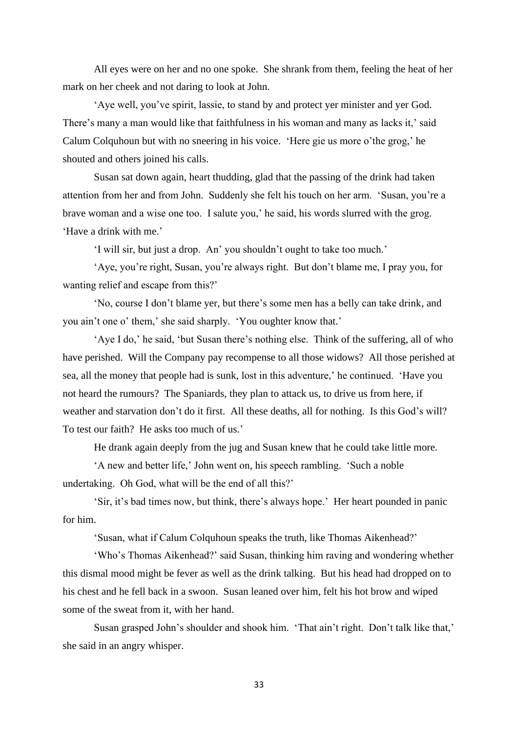All eyes were on her and no one spoke. She shrank from them, feeling the heat of her mark on her cheek and not daring to look at John.

'Aye well, you've spirit, lassie, to stand by and protect yer minister and yer God. There's many a man would like that faithfulness in his woman and many as lacks it,' said Calum Colquhoun but with no sneering in his voice. 'Here gie us more o'the grog,' he shouted and others joined his calls.

Susan sat down again, heart thudding, glad that the passing of the drink had taken attention from her and from John. Suddenly she felt his touch on her arm. 'Susan, you're a brave woman and a wise one too. I salute you,' he said, his words slurred with the grog. 'Have a drink with me.'

'I will sir, but just a drop. An' you shouldn't ought to take too much.'

'Aye, you're right, Susan, you're always right. But don't blame me, I pray you, for wanting relief and escape from this?'

'No, course I don't blame yer, but there's some men has a belly can take drink, and you ain't one o' them,' she said sharply. 'You oughter know that.'

'Aye I do,' he said, 'but Susan there's nothing else. Think of the suffering, all of who have perished. Will the Company pay recompense to all those widows? All those perished at sea, all the money that people had is sunk, lost in this adventure,' he continued. 'Have you not heard the rumours? The Spaniards, they plan to attack us, to drive us from here, if weather and starvation don't do it first. All these deaths, all for nothing. Is this God's will? To test our faith? He asks too much of us.'

He drank again deeply from the jug and Susan knew that he could take little more.

'A new and better life,' John went on, his speech rambling. 'Such a noble undertaking. Oh God, what will be the end of all this?'

'Sir, it's bad times now, but think, there's always hope.' Her heart pounded in panic for him.

'Susan, what if Calum Colquhoun speaks the truth, like Thomas Aikenhead?'

'Who's Thomas Aikenhead?' said Susan, thinking him raving and wondering whether this dismal mood might be fever as well as the drink talking. But his head had dropped on to his chest and he fell back in a swoon. Susan leaned over him, felt his hot brow and wiped some of the sweat from it, with her hand.

Susan grasped John's shoulder and shook him. 'That ain't right. Don't talk like that,' she said in an angry whisper.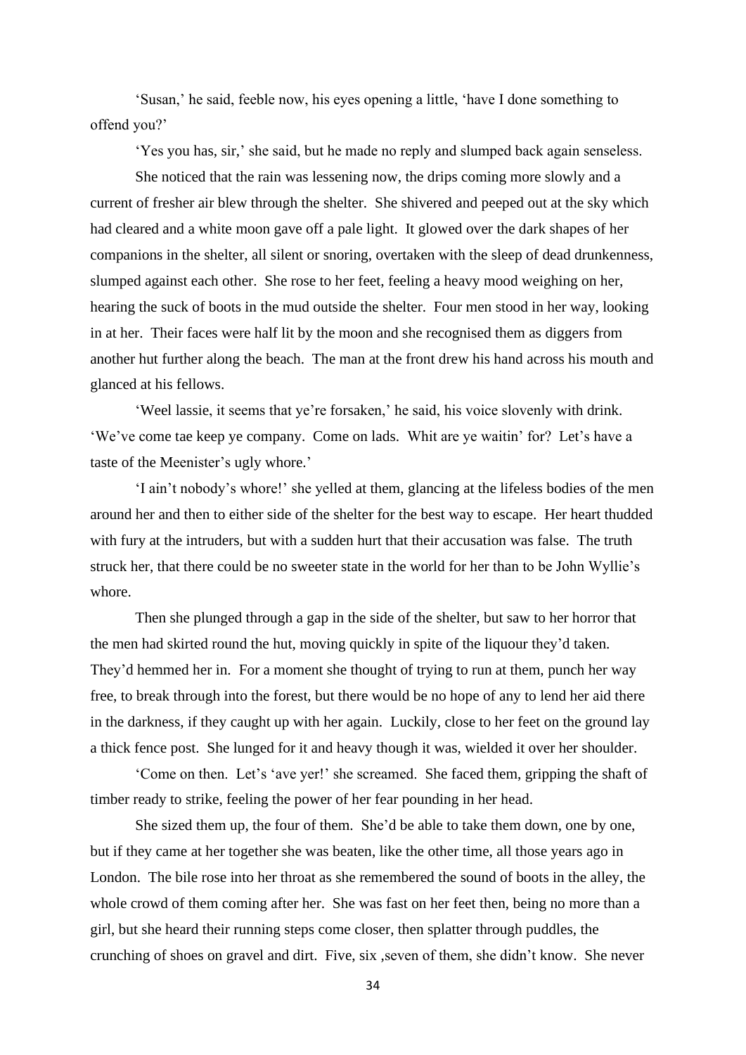'Susan,' he said, feeble now, his eyes opening a little, 'have I done something to offend you?'

'Yes you has, sir,' she said, but he made no reply and slumped back again senseless.

She noticed that the rain was lessening now, the drips coming more slowly and a current of fresher air blew through the shelter. She shivered and peeped out at the sky which had cleared and a white moon gave off a pale light. It glowed over the dark shapes of her companions in the shelter, all silent or snoring, overtaken with the sleep of dead drunkenness, slumped against each other. She rose to her feet, feeling a heavy mood weighing on her, hearing the suck of boots in the mud outside the shelter. Four men stood in her way, looking in at her. Their faces were half lit by the moon and she recognised them as diggers from another hut further along the beach. The man at the front drew his hand across his mouth and glanced at his fellows.

'Weel lassie, it seems that ye're forsaken,' he said, his voice slovenly with drink. 'We've come tae keep ye company. Come on lads. Whit are ye waitin' for? Let's have a taste of the Meenister's ugly whore.'

'I ain't nobody's whore!' she yelled at them, glancing at the lifeless bodies of the men around her and then to either side of the shelter for the best way to escape. Her heart thudded with fury at the intruders, but with a sudden hurt that their accusation was false. The truth struck her, that there could be no sweeter state in the world for her than to be John Wyllie's whore.

Then she plunged through a gap in the side of the shelter, but saw to her horror that the men had skirted round the hut, moving quickly in spite of the liquour they'd taken. They'd hemmed her in. For a moment she thought of trying to run at them, punch her way free, to break through into the forest, but there would be no hope of any to lend her aid there in the darkness, if they caught up with her again. Luckily, close to her feet on the ground lay a thick fence post. She lunged for it and heavy though it was, wielded it over her shoulder.

'Come on then. Let's 'ave yer!' she screamed. She faced them, gripping the shaft of timber ready to strike, feeling the power of her fear pounding in her head.

She sized them up, the four of them. She'd be able to take them down, one by one, but if they came at her together she was beaten, like the other time, all those years ago in London. The bile rose into her throat as she remembered the sound of boots in the alley, the whole crowd of them coming after her. She was fast on her feet then, being no more than a girl, but she heard their running steps come closer, then splatter through puddles, the crunching of shoes on gravel and dirt. Five, six ,seven of them, she didn't know. She never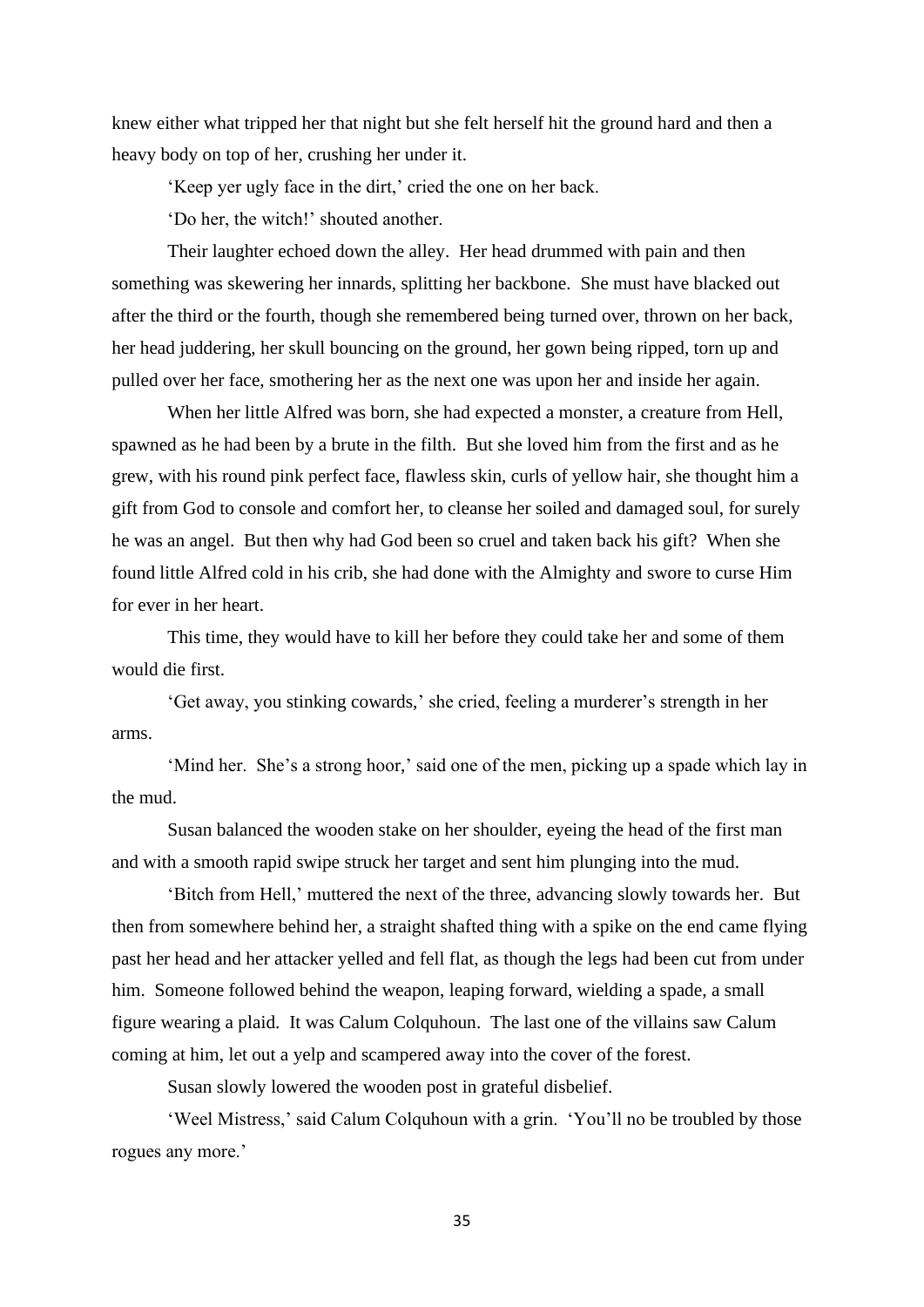knew either what tripped her that night but she felt herself hit the ground hard and then a heavy body on top of her, crushing her under it.

'Keep yer ugly face in the dirt,' cried the one on her back.

'Do her, the witch!' shouted another.

Their laughter echoed down the alley. Her head drummed with pain and then something was skewering her innards, splitting her backbone. She must have blacked out after the third or the fourth, though she remembered being turned over, thrown on her back, her head juddering, her skull bouncing on the ground, her gown being ripped, torn up and pulled over her face, smothering her as the next one was upon her and inside her again.

When her little Alfred was born, she had expected a monster, a creature from Hell, spawned as he had been by a brute in the filth. But she loved him from the first and as he grew, with his round pink perfect face, flawless skin, curls of yellow hair, she thought him a gift from God to console and comfort her, to cleanse her soiled and damaged soul, for surely he was an angel. But then why had God been so cruel and taken back his gift? When she found little Alfred cold in his crib, she had done with the Almighty and swore to curse Him for ever in her heart.

This time, they would have to kill her before they could take her and some of them would die first.

'Get away, you stinking cowards,' she cried, feeling a murderer's strength in her arms.

'Mind her. She's a strong hoor,' said one of the men, picking up a spade which lay in the mud.

Susan balanced the wooden stake on her shoulder, eyeing the head of the first man and with a smooth rapid swipe struck her target and sent him plunging into the mud.

'Bitch from Hell,' muttered the next of the three, advancing slowly towards her. But then from somewhere behind her, a straight shafted thing with a spike on the end came flying past her head and her attacker yelled and fell flat, as though the legs had been cut from under him. Someone followed behind the weapon, leaping forward, wielding a spade, a small figure wearing a plaid. It was Calum Colquhoun. The last one of the villains saw Calum coming at him, let out a yelp and scampered away into the cover of the forest.

Susan slowly lowered the wooden post in grateful disbelief.

'Weel Mistress,' said Calum Colquhoun with a grin. 'You'll no be troubled by those rogues any more.'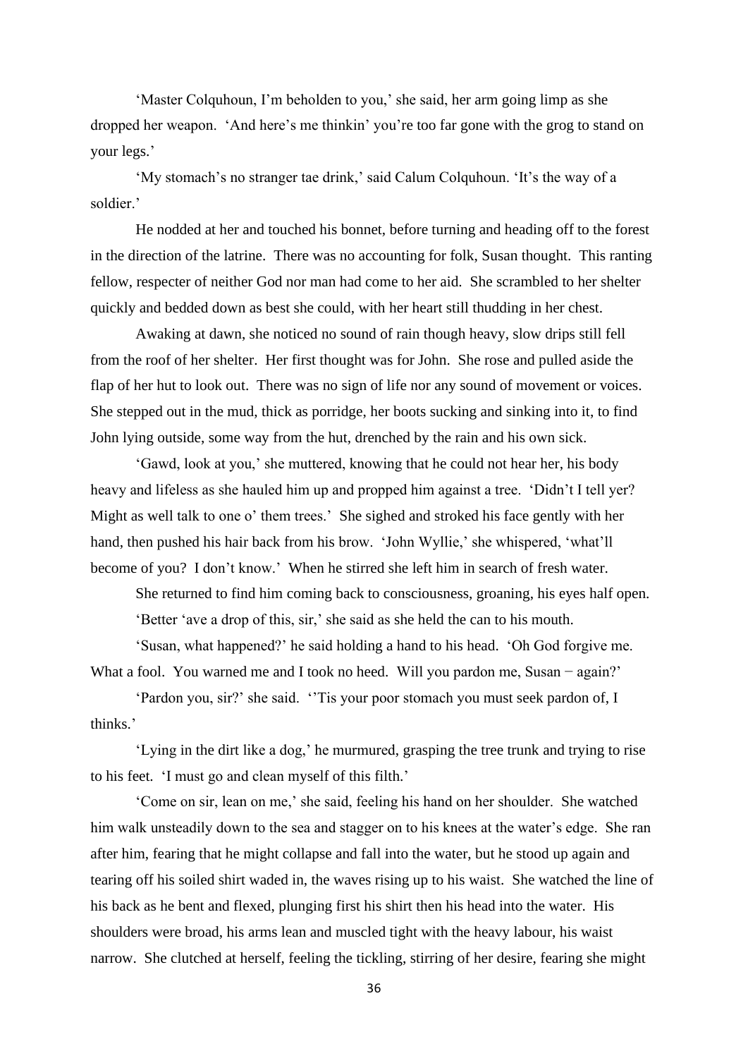'Master Colquhoun, I'm beholden to you,' she said, her arm going limp as she dropped her weapon. 'And here's me thinkin' you're too far gone with the grog to stand on your legs.'

'My stomach's no stranger tae drink,' said Calum Colquhoun. 'It's the way of a soldier.'

He nodded at her and touched his bonnet, before turning and heading off to the forest in the direction of the latrine. There was no accounting for folk, Susan thought. This ranting fellow, respecter of neither God nor man had come to her aid. She scrambled to her shelter quickly and bedded down as best she could, with her heart still thudding in her chest.

Awaking at dawn, she noticed no sound of rain though heavy, slow drips still fell from the roof of her shelter. Her first thought was for John. She rose and pulled aside the flap of her hut to look out. There was no sign of life nor any sound of movement or voices. She stepped out in the mud, thick as porridge, her boots sucking and sinking into it, to find John lying outside, some way from the hut, drenched by the rain and his own sick.

'Gawd, look at you,' she muttered, knowing that he could not hear her, his body heavy and lifeless as she hauled him up and propped him against a tree. 'Didn't I tell yer? Might as well talk to one o' them trees.' She sighed and stroked his face gently with her hand, then pushed his hair back from his brow. 'John Wyllie,' she whispered, 'what'll become of you? I don't know.' When he stirred she left him in search of fresh water.

She returned to find him coming back to consciousness, groaning, his eyes half open.

'Better 'ave a drop of this, sir,' she said as she held the can to his mouth.

'Susan, what happened?' he said holding a hand to his head. 'Oh God forgive me. What a fool. You warned me and I took no heed. Will you pardon me, Susan − again?'

'Pardon you, sir?' she said. ''Tis your poor stomach you must seek pardon of, I thinks.'

'Lying in the dirt like a dog,' he murmured, grasping the tree trunk and trying to rise to his feet. 'I must go and clean myself of this filth.'

'Come on sir, lean on me,' she said, feeling his hand on her shoulder. She watched him walk unsteadily down to the sea and stagger on to his knees at the water's edge. She ran after him, fearing that he might collapse and fall into the water, but he stood up again and tearing off his soiled shirt waded in, the waves rising up to his waist. She watched the line of his back as he bent and flexed, plunging first his shirt then his head into the water. His shoulders were broad, his arms lean and muscled tight with the heavy labour, his waist narrow. She clutched at herself, feeling the tickling, stirring of her desire, fearing she might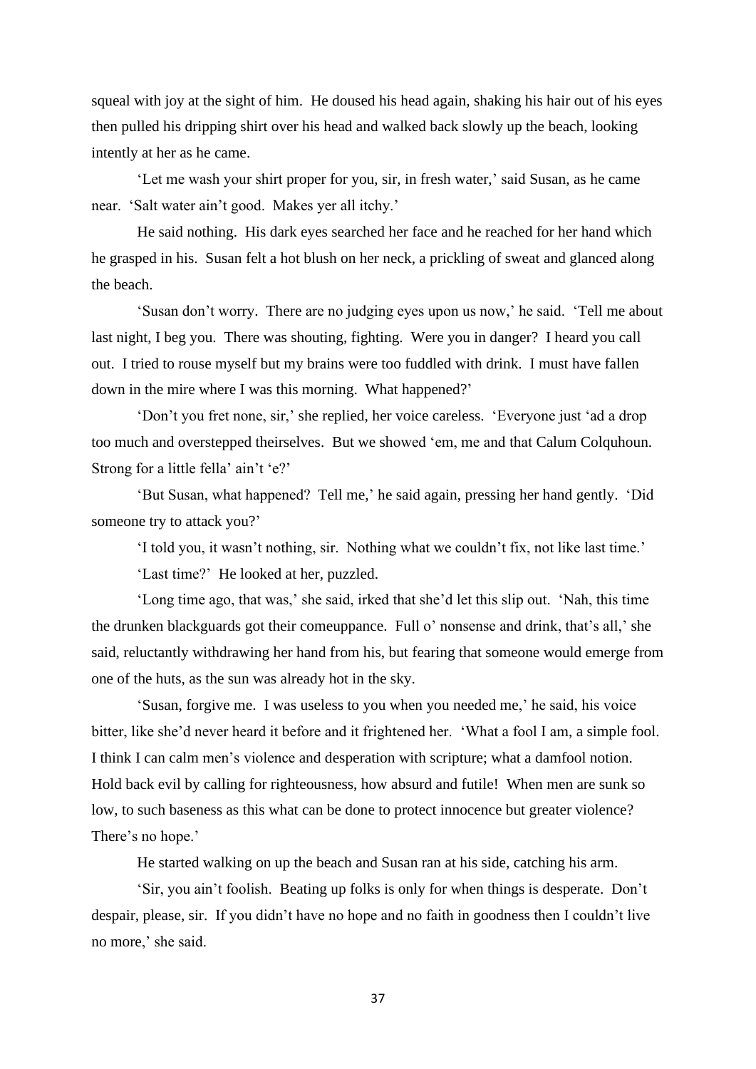squeal with joy at the sight of him. He doused his head again, shaking his hair out of his eyes then pulled his dripping shirt over his head and walked back slowly up the beach, looking intently at her as he came.

'Let me wash your shirt proper for you, sir, in fresh water,' said Susan, as he came near. 'Salt water ain't good. Makes yer all itchy.'

He said nothing. His dark eyes searched her face and he reached for her hand which he grasped in his. Susan felt a hot blush on her neck, a prickling of sweat and glanced along the beach.

'Susan don't worry. There are no judging eyes upon us now,' he said. 'Tell me about last night, I beg you. There was shouting, fighting. Were you in danger? I heard you call out. I tried to rouse myself but my brains were too fuddled with drink. I must have fallen down in the mire where I was this morning. What happened?'

'Don't you fret none, sir,' she replied, her voice careless. 'Everyone just 'ad a drop too much and overstepped theirselves. But we showed 'em, me and that Calum Colquhoun. Strong for a little fella' ain't 'e?'

'But Susan, what happened? Tell me,' he said again, pressing her hand gently. 'Did someone try to attack you?'

'I told you, it wasn't nothing, sir. Nothing what we couldn't fix, not like last time.'

'Last time?' He looked at her, puzzled.

'Long time ago, that was,' she said, irked that she'd let this slip out. 'Nah, this time the drunken blackguards got their comeuppance. Full o' nonsense and drink, that's all,' she said, reluctantly withdrawing her hand from his, but fearing that someone would emerge from one of the huts, as the sun was already hot in the sky.

'Susan, forgive me. I was useless to you when you needed me,' he said, his voice bitter, like she'd never heard it before and it frightened her. 'What a fool I am, a simple fool. I think I can calm men's violence and desperation with scripture; what a damfool notion. Hold back evil by calling for righteousness, how absurd and futile! When men are sunk so low, to such baseness as this what can be done to protect innocence but greater violence? There's no hope.'

He started walking on up the beach and Susan ran at his side, catching his arm.

'Sir, you ain't foolish. Beating up folks is only for when things is desperate. Don't despair, please, sir. If you didn't have no hope and no faith in goodness then I couldn't live no more,' she said.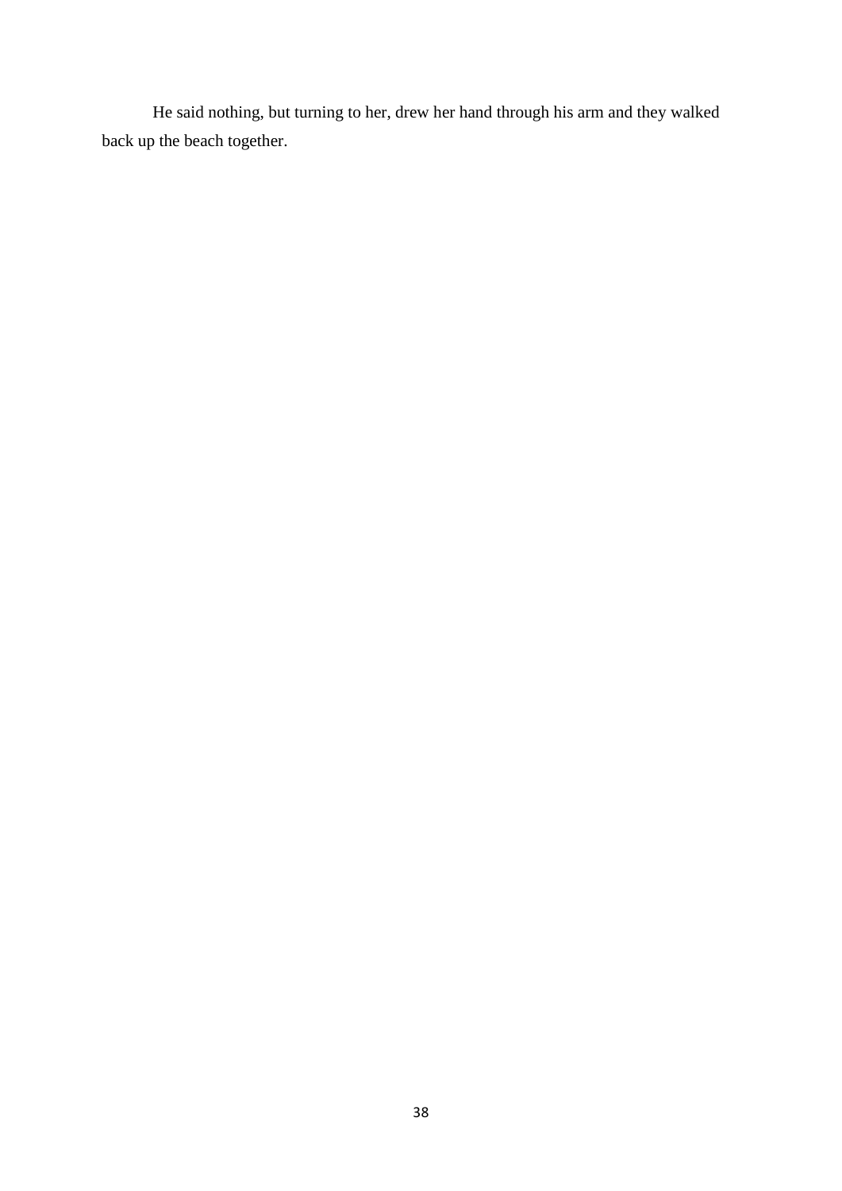He said nothing, but turning to her, drew her hand through his arm and they walked back up the beach together.